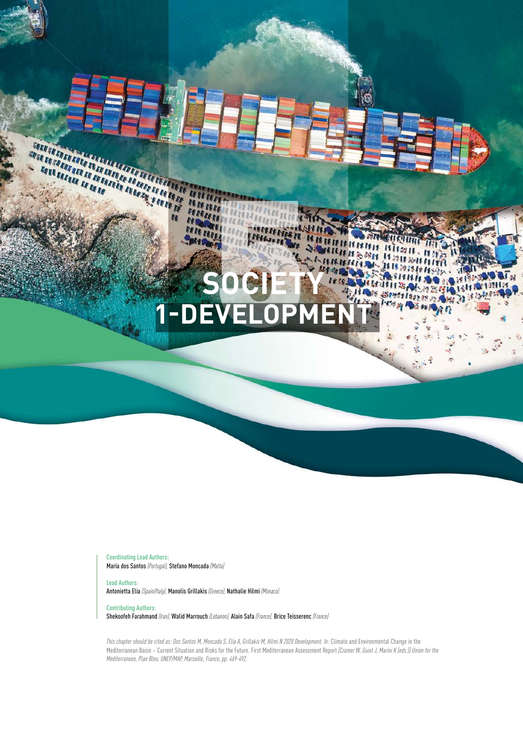# SOCIETY

# 5 1-DEVELOPMENT

Coordinating Lead Authors:
Maria dos Santos *(Portugal)*, Stefano Moncada *(Malta)*

Lead Authors:
Antonietta Elia *(Spain/Italy)*, Manolis Grillakis *(Greece)*, Nathalie Hilmi *(Monaco)*

Contributing Authors:
Shekoofeh Farahmand *(Iran)*, Walid Marrouch *(Lebanon)*, Alain Safa *(France)*, Brice Teisserenc *(France)*

*This chapter should be cited as: Dos Santos M, Moncada S, Elia A, Grillakis M, Hilmi N 2020 Development. In:* Climate and Environmental Change in the Mediterranean Basin – Current Situation and Risks for the Future. First Mediterranean Assessment Report *[Cramer W, Guiot J, Marini K (eds.)] Union for the Mediterranean, Plan Bleu, UNEP/MAP, Marseille, France, pp. 469-492.*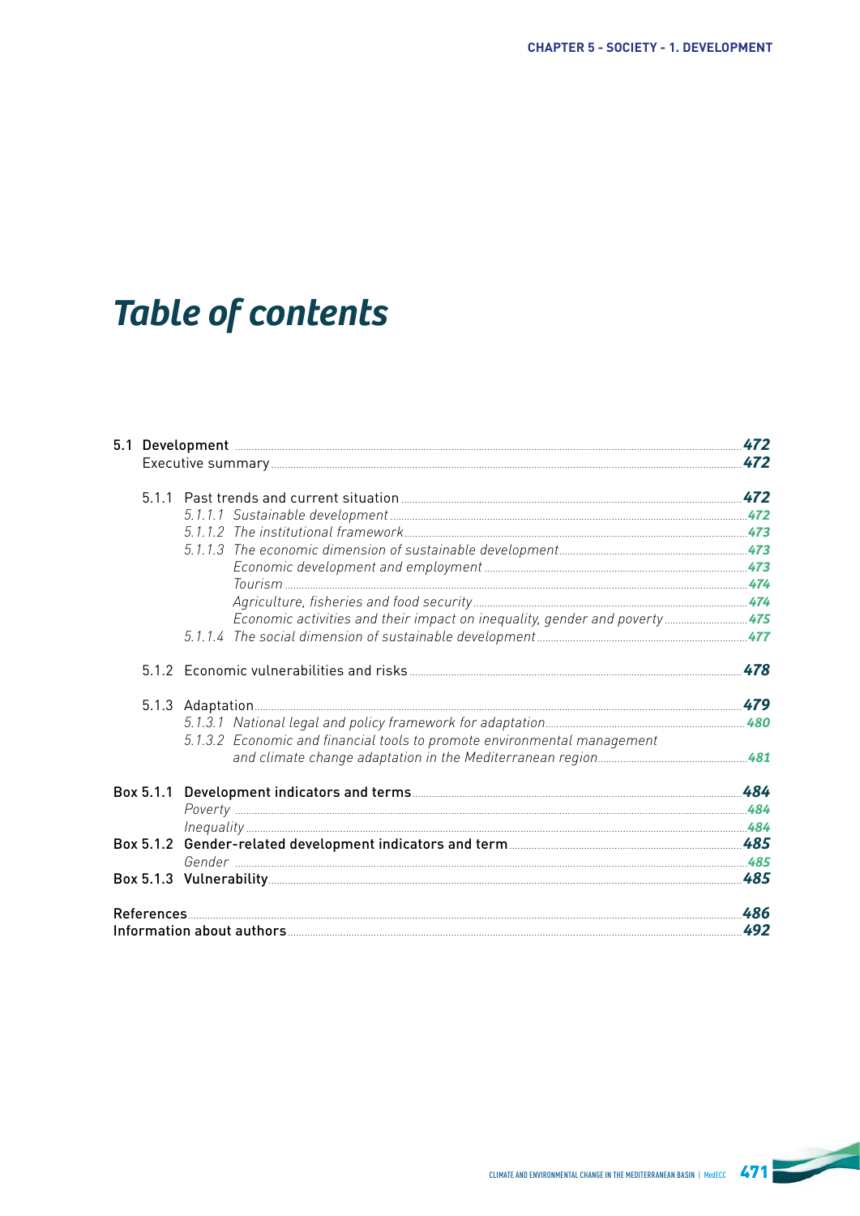# Table of contents

5.1 Development ..... **472**
Executive summary ..... **472**

5.1.1 Past trends and current situation ..... **472**
- *5.1.1.1 Sustainable development* ..... *472*
- *5.1.1.2 The institutional framework* ..... *473*
- *5.1.1.3 The economic dimension of sustainable development* ..... *473*
  - *Economic development and employment* ..... *473*
  - *Tourism* ..... *474*
  - *Agriculture, fisheries and food security* ..... *474*
  - *Economic activities and their impact on inequality, gender and poverty* ..... *475*
- *5.1.1.4 The social dimension of sustainable development* ..... *477*

5.1.2 Economic vulnerabilities and risks ..... **478**

5.1.3 Adaptation ..... **479**
- *5.1.3.1 National legal and policy framework for adaptation* ..... *480*
- *5.1.3.2 Economic and financial tools to promote environmental management and climate change adaptation in the Mediterranean region* ..... *481*

**Box 5.1.1 Development indicators and terms** ..... **484**
- *Poverty* ..... *484*
- *Inequality* ..... *484*

**Box 5.1.2 Gender-related development indicators and term** ..... **485**
- *Gender* ..... *485*

**Box 5.1.3 Vulnerability** ..... **485**

References ..... **486**
Information about authors ..... **492**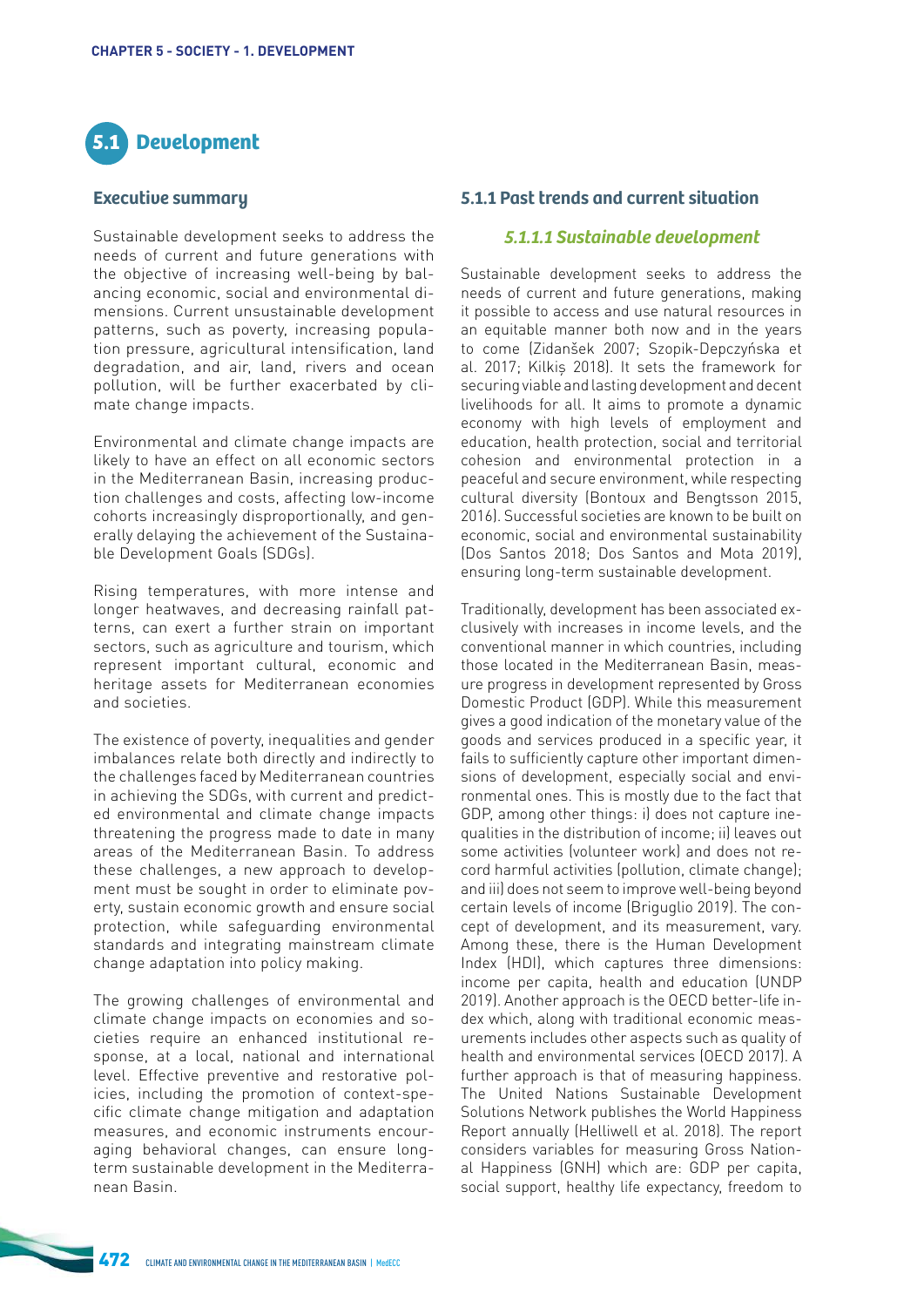# 5.1 Development

## Executive summary

Sustainable development seeks to address the needs of current and future generations with the objective of increasing well-being by balancing economic, social and environmental dimensions. Current unsustainable development patterns, such as poverty, increasing population pressure, agricultural intensification, land degradation, and air, land, rivers and ocean pollution, will be further exacerbated by climate change impacts.

Environmental and climate change impacts are likely to have an effect on all economic sectors in the Mediterranean Basin, increasing production challenges and costs, affecting low-income cohorts increasingly disproportionally, and generally delaying the achievement of the Sustainable Development Goals (SDGs).

Rising temperatures, with more intense and longer heatwaves, and decreasing rainfall patterns, can exert a further strain on important sectors, such as agriculture and tourism, which represent important cultural, economic and heritage assets for Mediterranean economies and societies.

The existence of poverty, inequalities and gender imbalances relate both directly and indirectly to the challenges faced by Mediterranean countries in achieving the SDGs, with current and predicted environmental and climate change impacts threatening the progress made to date in many areas of the Mediterranean Basin. To address these challenges, a new approach to development must be sought in order to eliminate poverty, sustain economic growth and ensure social protection, while safeguarding environmental standards and integrating mainstream climate change adaptation into policy making.

The growing challenges of environmental and climate change impacts on economies and societies require an enhanced institutional response, at a local, national and international level. Effective preventive and restorative policies, including the promotion of context-specific climate change mitigation and adaptation measures, and economic instruments encouraging behavioral changes, can ensure long-term sustainable development in the Mediterranean Basin.

## 5.1.1 Past trends and current situation

### *5.1.1.1 Sustainable development*

Sustainable development seeks to address the needs of current and future generations, making it possible to access and use natural resources in an equitable manner both now and in the years to come (Zidanšek 2007; Szopik-Depczyńska et al. 2017; Kilkiș 2018). It sets the framework for securing viable and lasting development and decent livelihoods for all. It aims to promote a dynamic economy with high levels of employment and education, health protection, social and territorial cohesion and environmental protection in a peaceful and secure environment, while respecting cultural diversity (Bontoux and Bengtsson 2015, 2016). Successful societies are known to be built on economic, social and environmental sustainability (Dos Santos 2018; Dos Santos and Mota 2019), ensuring long-term sustainable development.

Traditionally, development has been associated exclusively with increases in income levels, and the conventional manner in which countries, including those located in the Mediterranean Basin, measure progress in development represented by Gross Domestic Product (GDP). While this measurement gives a good indication of the monetary value of the goods and services produced in a specific year, it fails to sufficiently capture other important dimensions of development, especially social and environmental ones. This is mostly due to the fact that GDP, among other things: i) does not capture inequalities in the distribution of income; ii) leaves out some activities (volunteer work) and does not record harmful activities (pollution, climate change); and iii) does not seem to improve well-being beyond certain levels of income (Briguglio 2019). The concept of development, and its measurement, vary. Among these, there is the Human Development Index (HDI), which captures three dimensions: income per capita, health and education (UNDP 2019). Another approach is the OECD better-life index which, along with traditional economic measurements includes other aspects such as quality of health and environmental services (OECD 2017). A further approach is that of measuring happiness. The United Nations Sustainable Development Solutions Network publishes the World Happiness Report annually (Helliwell et al. 2018). The report considers variables for measuring Gross National Happiness (GNH) which are: GDP per capita, social support, healthy life expectancy, freedom to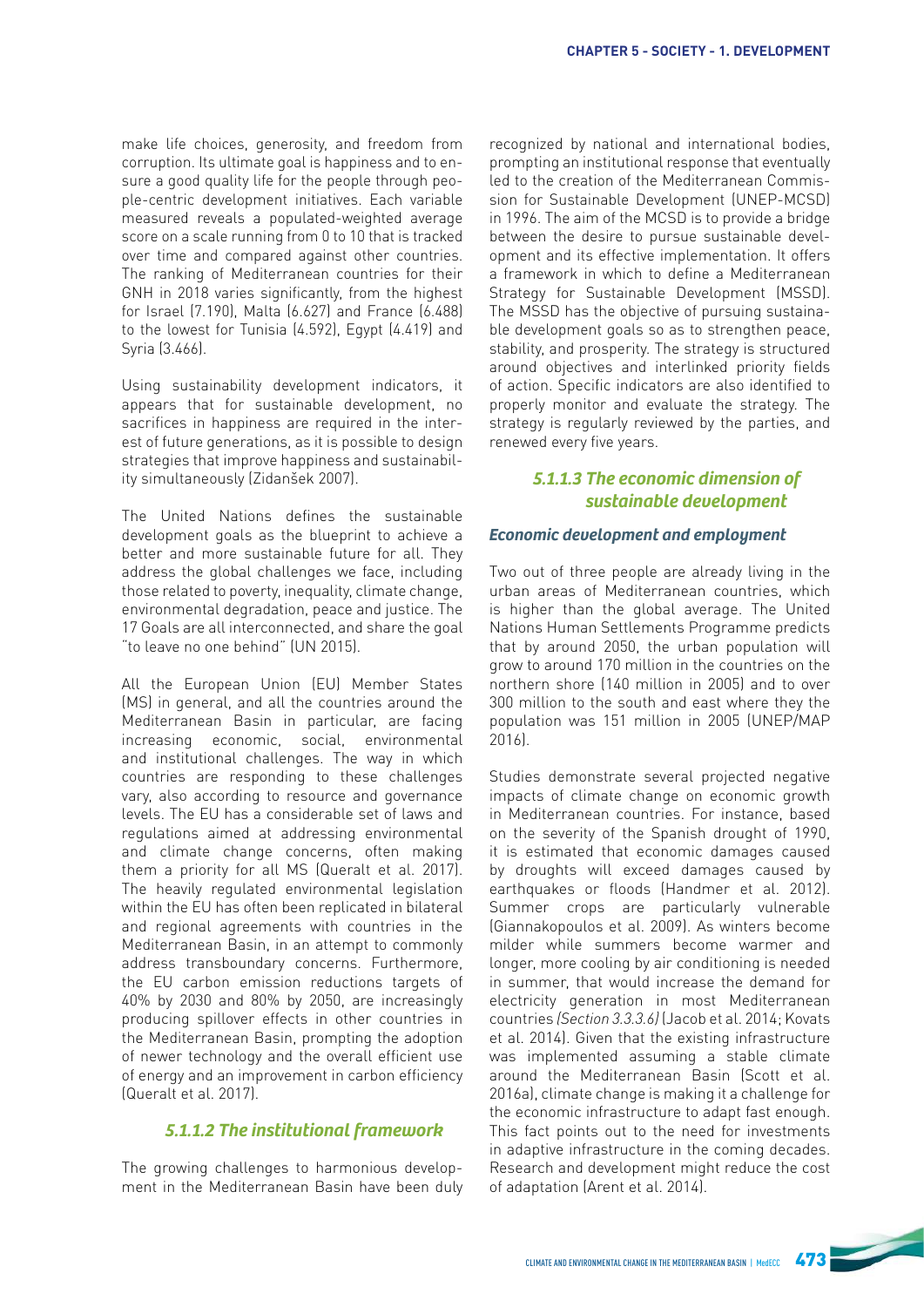make life choices, generosity, and freedom from corruption. Its ultimate goal is happiness and to ensure a good quality life for the people through people-centric development initiatives. Each variable measured reveals a populated-weighted average score on a scale running from 0 to 10 that is tracked over time and compared against other countries. The ranking of Mediterranean countries for their GNH in 2018 varies significantly, from the highest for Israel (7.190), Malta (6.627) and France (6.488) to the lowest for Tunisia (4.592), Egypt (4.419) and Syria (3.466).

Using sustainability development indicators, it appears that for sustainable development, no sacrifices in happiness are required in the interest of future generations, as it is possible to design strategies that improve happiness and sustainability simultaneously (Zidanšek 2007).

The United Nations defines the sustainable development goals as the blueprint to achieve a better and more sustainable future for all. They address the global challenges we face, including those related to poverty, inequality, climate change, environmental degradation, peace and justice. The 17 Goals are all interconnected, and share the goal "to leave no one behind" (UN 2015).

All the European Union (EU) Member States (MS) in general, and all the countries around the Mediterranean Basin in particular, are facing increasing economic, social, environmental and institutional challenges. The way in which countries are responding to these challenges vary, also according to resource and governance levels. The EU has a considerable set of laws and regulations aimed at addressing environmental and climate change concerns, often making them a priority for all MS (Queralt et al. 2017). The heavily regulated environmental legislation within the EU has often been replicated in bilateral and regional agreements with countries in the Mediterranean Basin, in an attempt to commonly address transboundary concerns. Furthermore, the EU carbon emission reductions targets of 40% by 2030 and 80% by 2050, are increasingly producing spillover effects in other countries in the Mediterranean Basin, prompting the adoption of newer technology and the overall efficient use of energy and an improvement in carbon efficiency (Queralt et al. 2017).

### 5.1.1.2 The institutional framework

The growing challenges to harmonious development in the Mediterranean Basin have been duly recognized by national and international bodies, prompting an institutional response that eventually led to the creation of the Mediterranean Commission for Sustainable Development (UNEP-MCSD) in 1996. The aim of the MCSD is to provide a bridge between the desire to pursue sustainable development and its effective implementation. It offers a framework in which to define a Mediterranean Strategy for Sustainable Development (MSSD). The MSSD has the objective of pursuing sustainable development goals so as to strengthen peace, stability, and prosperity. The strategy is structured around objectives and interlinked priority fields of action. Specific indicators are also identified to properly monitor and evaluate the strategy. The strategy is regularly reviewed by the parties, and renewed every five years.

### 5.1.1.3 The economic dimension of sustainable development

#### Economic development and employment

Two out of three people are already living in the urban areas of Mediterranean countries, which is higher than the global average. The United Nations Human Settlements Programme predicts that by around 2050, the urban population will grow to around 170 million in the countries on the northern shore (140 million in 2005) and to over 300 million to the south and east where they the population was 151 million in 2005 (UNEP/MAP 2016).

Studies demonstrate several projected negative impacts of climate change on economic growth in Mediterranean countries. For instance, based on the severity of the Spanish drought of 1990, it is estimated that economic damages caused by droughts will exceed damages caused by earthquakes or floods (Handmer et al. 2012). Summer crops are particularly vulnerable (Giannakopoulos et al. 2009). As winters become milder while summers become warmer and longer, more cooling by air conditioning is needed in summer, that would increase the demand for electricity generation in most Mediterranean countries *(Section 3.3.3.6)* (Jacob et al. 2014; Kovats et al. 2014). Given that the existing infrastructure was implemented assuming a stable climate around the Mediterranean Basin (Scott et al. 2016a), climate change is making it a challenge for the economic infrastructure to adapt fast enough. This fact points out to the need for investments in adaptive infrastructure in the coming decades. Research and development might reduce the cost of adaptation (Arent et al. 2014).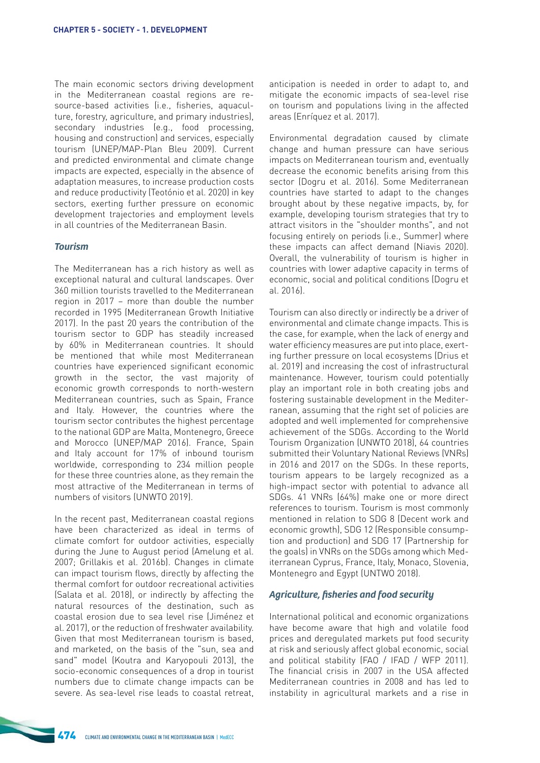The main economic sectors driving development in the Mediterranean coastal regions are resource-based activities (i.e., fisheries, aquaculture, forestry, agriculture, and primary industries), secondary industries (e.g., food processing, housing and construction) and services, especially tourism (UNEP/MAP-Plan Bleu 2009). Current and predicted environmental and climate change impacts are expected, especially in the absence of adaptation measures, to increase production costs and reduce productivity (Teotónio et al. 2020) in key sectors, exerting further pressure on economic development trajectories and employment levels in all countries of the Mediterranean Basin.

### *Tourism*

The Mediterranean has a rich history as well as exceptional natural and cultural landscapes. Over 360 million tourists travelled to the Mediterranean region in 2017 – more than double the number recorded in 1995 (Mediterranean Growth Initiative 2017). In the past 20 years the contribution of the tourism sector to GDP has steadily increased by 60% in Mediterranean countries. It should be mentioned that while most Mediterranean countries have experienced significant economic growth in the sector, the vast majority of economic growth corresponds to north-western Mediterranean countries, such as Spain, France and Italy. However, the countries where the tourism sector contributes the highest percentage to the national GDP are Malta, Montenegro, Greece and Morocco (UNEP/MAP 2016). France, Spain and Italy account for 17% of inbound tourism worldwide, corresponding to 234 million people for these three countries alone, as they remain the most attractive of the Mediterranean in terms of numbers of visitors (UNWTO 2019).

In the recent past, Mediterranean coastal regions have been characterized as ideal in terms of climate comfort for outdoor activities, especially during the June to August period (Amelung et al. 2007; Grillakis et al. 2016b). Changes in climate can impact tourism flows, directly by affecting the thermal comfort for outdoor recreational activities (Salata et al. 2018), or indirectly by affecting the natural resources of the destination, such as coastal erosion due to sea level rise (Jiménez et al. 2017), or the reduction of freshwater availability. Given that most Mediterranean tourism is based, and marketed, on the basis of the "sun, sea and sand" model (Koutra and Karyopouli 2013), the socio-economic consequences of a drop in tourist numbers due to climate change impacts can be severe. As sea-level rise leads to coastal retreat, anticipation is needed in order to adapt to, and mitigate the economic impacts of sea-level rise on tourism and populations living in the affected areas (Enríquez et al. 2017).

Environmental degradation caused by climate change and human pressure can have serious impacts on Mediterranean tourism and, eventually decrease the economic benefits arising from this sector (Dogru et al. 2016). Some Mediterranean countries have started to adapt to the changes brought about by these negative impacts, by, for example, developing tourism strategies that try to attract visitors in the "shoulder months", and not focusing entirely on periods (i.e., Summer) where these impacts can affect demand (Niavis 2020). Overall, the vulnerability of tourism is higher in countries with lower adaptive capacity in terms of economic, social and political conditions (Dogru et al. 2016).

Tourism can also directly or indirectly be a driver of environmental and climate change impacts. This is the case, for example, when the lack of energy and water efficiency measures are put into place, exerting further pressure on local ecosystems (Drius et al. 2019) and increasing the cost of infrastructural maintenance. However, tourism could potentially play an important role in both creating jobs and fostering sustainable development in the Mediterranean, assuming that the right set of policies are adopted and well implemented for comprehensive achievement of the SDGs. According to the World Tourism Organization (UNWTO 2018), 64 countries submitted their Voluntary National Reviews (VNRs) in 2016 and 2017 on the SDGs. In these reports, tourism appears to be largely recognized as a high-impact sector with potential to advance all SDGs. 41 VNRs (64%) make one or more direct references to tourism. Tourism is most commonly mentioned in relation to SDG 8 (Decent work and economic growth), SDG 12 (Responsible consumption and production) and SDG 17 (Partnership for the goals) in VNRs on the SDGs among which Mediterranean Cyprus, France, Italy, Monaco, Slovenia, Montenegro and Egypt (UNTWO 2018).

### *Agriculture, fisheries and food security*

International political and economic organizations have become aware that high and volatile food prices and deregulated markets put food security at risk and seriously affect global economic, social and political stability (FAO / IFAD / WFP 2011). The financial crisis in 2007 in the USA affected Mediterranean countries in 2008 and has led to instability in agricultural markets and a rise in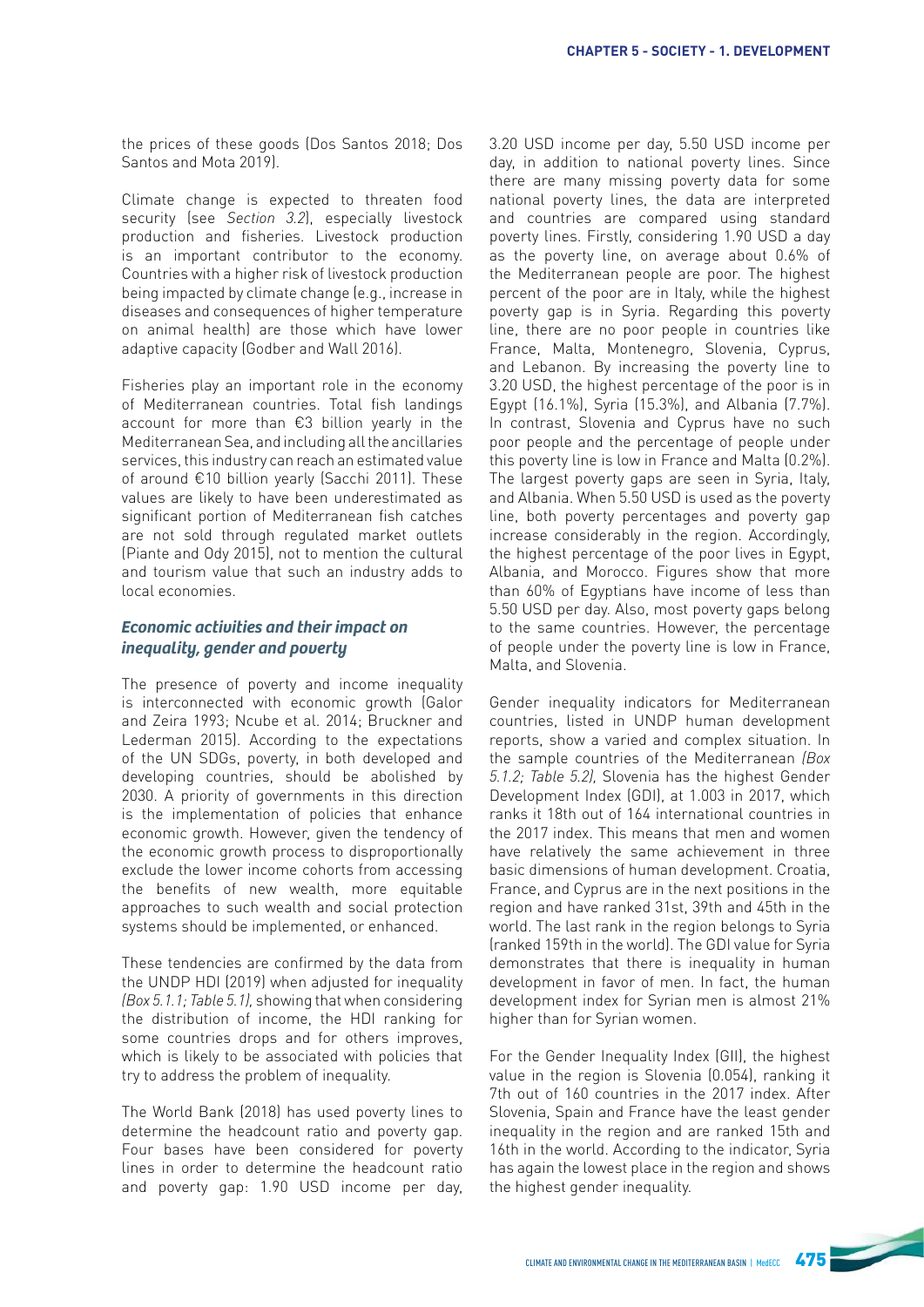the prices of these goods (Dos Santos 2018; Dos Santos and Mota 2019).

Climate change is expected to threaten food security (see *Section 3.2*), especially livestock production and fisheries. Livestock production is an important contributor to the economy. Countries with a higher risk of livestock production being impacted by climate change (e.g., increase in diseases and consequences of higher temperature on animal health) are those which have lower adaptive capacity (Godber and Wall 2016).

Fisheries play an important role in the economy of Mediterranean countries. Total fish landings account for more than €3 billion yearly in the Mediterranean Sea, and including all the ancillaries services, this industry can reach an estimated value of around €10 billion yearly (Sacchi 2011). These values are likely to have been underestimated as significant portion of Mediterranean fish catches are not sold through regulated market outlets (Piante and Ody 2015), not to mention the cultural and tourism value that such an industry adds to local economies.

### *Economic activities and their impact on inequality, gender and poverty*

The presence of poverty and income inequality is interconnected with economic growth (Galor and Zeira 1993; Ncube et al. 2014; Bruckner and Lederman 2015). According to the expectations of the UN SDGs, poverty, in both developed and developing countries, should be abolished by 2030. A priority of governments in this direction is the implementation of policies that enhance economic growth. However, given the tendency of the economic growth process to disproportionally exclude the lower income cohorts from accessing the benefits of new wealth, more equitable approaches to such wealth and social protection systems should be implemented, or enhanced.

These tendencies are confirmed by the data from the UNDP HDI (2019) when adjusted for inequality *(Box 5.1.1; Table 5.1)*, showing that when considering the distribution of income, the HDI ranking for some countries drops and for others improves, which is likely to be associated with policies that try to address the problem of inequality.

The World Bank (2018) has used poverty lines to determine the headcount ratio and poverty gap. Four bases have been considered for poverty lines in order to determine the headcount ratio and poverty gap: 1.90 USD income per day, 3.20 USD income per day, 5.50 USD income per day, in addition to national poverty lines. Since there are many missing poverty data for some national poverty lines, the data are interpreted and countries are compared using standard poverty lines. Firstly, considering 1.90 USD a day as the poverty line, on average about 0.6% of the Mediterranean people are poor. The highest percent of the poor are in Italy, while the highest poverty gap is in Syria. Regarding this poverty line, there are no poor people in countries like France, Malta, Montenegro, Slovenia, Cyprus, and Lebanon. By increasing the poverty line to 3.20 USD, the highest percentage of the poor is in Egypt (16.1%), Syria (15.3%), and Albania (7.7%). In contrast, Slovenia and Cyprus have no such poor people and the percentage of people under this poverty line is low in France and Malta (0.2%). The largest poverty gaps are seen in Syria, Italy, and Albania. When 5.50 USD is used as the poverty line, both poverty percentages and poverty gap increase considerably in the region. Accordingly, the highest percentage of the poor lives in Egypt, Albania, and Morocco. Figures show that more than 60% of Egyptians have income of less than 5.50 USD per day. Also, most poverty gaps belong to the same countries. However, the percentage of people under the poverty line is low in France, Malta, and Slovenia.

Gender inequality indicators for Mediterranean countries, listed in UNDP human development reports, show a varied and complex situation. In the sample countries of the Mediterranean *(Box 5.1.2; Table 5.2)*, Slovenia has the highest Gender Development Index (GDI), at 1.003 in 2017, which ranks it 18th out of 164 international countries in the 2017 index. This means that men and women have relatively the same achievement in three basic dimensions of human development. Croatia, France, and Cyprus are in the next positions in the region and have ranked 31st, 39th and 45th in the world. The last rank in the region belongs to Syria (ranked 159th in the world). The GDI value for Syria demonstrates that there is inequality in human development in favor of men. In fact, the human development index for Syrian men is almost 21% higher than for Syrian women.

For the Gender Inequality Index (GII), the highest value in the region is Slovenia (0.054), ranking it 7th out of 160 countries in the 2017 index. After Slovenia, Spain and France have the least gender inequality in the region and are ranked 15th and 16th in the world. According to the indicator, Syria has again the lowest place in the region and shows the highest gender inequality.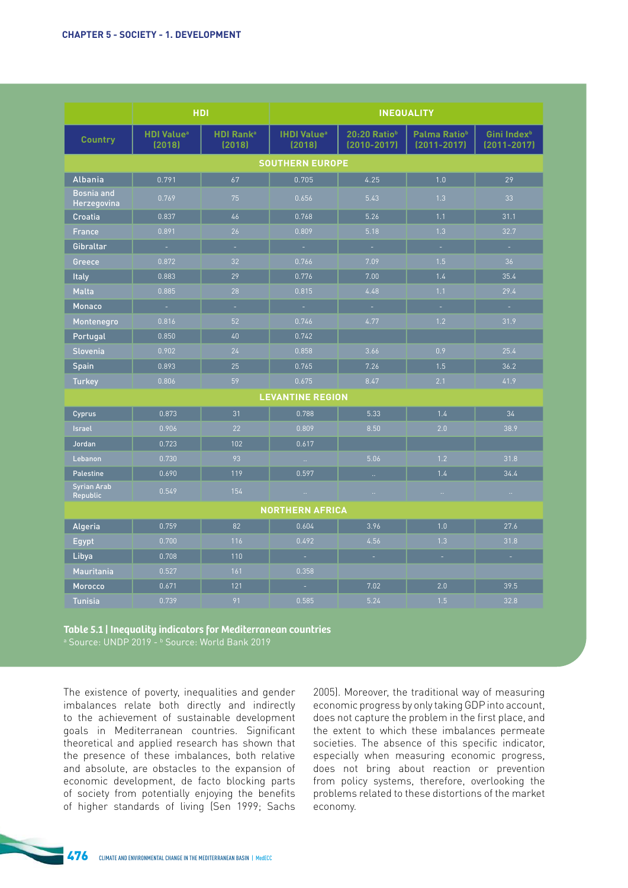|  | HDI |  | INEQUALITY |  |  |  |
|---|---|---|---|---|---|---|
| Country | HDI Value[a] (2018) | HDI Rank[a] (2018) | IHDI Value[a] (2018) | 20:20 Ratio[b] (2010-2017) | Palma Ratio[b] (2011-2017) | Gini Index[b] (2011-2017) |
| **SOUTHERN EUROPE** |  |  |  |  |  |  |
| Albania | 0.791 | 67 | 0.705 | 4.25 | 1.0 | 29 |
| Bosnia and Herzegovina | 0.769 | 75 | 0.656 | 5.43 | 1.3 | 33 |
| Croatia | 0.837 | 46 | 0.768 | 5.26 | 1.1 | 31.1 |
| France | 0.891 | 26 | 0.809 | 5.18 | 1.3 | 32.7 |
| Gibraltar | - | - | - | - | - | - |
| Greece | 0.872 | 32 | 0.766 | 7.09 | 1.5 | 36 |
| Italy | 0.883 | 29 | 0.776 | 7.00 | 1.4 | 35.4 |
| Malta | 0.885 | 28 | 0.815 | 4.48 | 1.1 | 29.4 |
| Monaco | - | - | - | - | - | - |
| Montenegro | 0.816 | 52 | 0.746 | 4.77 | 1.2 | 31.9 |
| Portugal | 0.850 | 40 | 0.742 |  |  |  |
| Slovenia | 0.902 | 24 | 0.858 | 3.66 | 0.9 | 25.4 |
| Spain | 0.893 | 25 | 0.765 | 7.26 | 1.5 | 36.2 |
| Turkey | 0.806 | 59 | 0.675 | 8.47 | 2.1 | 41.9 |
| **LEVANTINE REGION** |  |  |  |  |  |  |
| Cyprus | 0.873 | 31 | 0.788 | 5.33 | 1.4 | 34 |
| Israel | 0.906 | 22 | 0.809 | 8.50 | 2.0 | 38.9 |
| Jordan | 0.723 | 102 | 0.617 |  |  |  |
| Lebanon | 0.730 | 93 | .. | 5.06 | 1.2 | 31.8 |
| Palestine | 0.690 | 119 | 0.597 | .. | 1.4 | 34.4 |
| Syrian Arab Republic | 0.549 | 154 | .. | .. | .. | .. |
| **NORTHERN AFRICA** |  |  |  |  |  |  |
| Algeria | 0.759 | 82 | 0.604 | 3.96 | 1.0 | 27.6 |
| Egypt | 0.700 | 116 | 0.492 | 4.56 | 1.3 | 31.8 |
| Libya | 0.708 | 110 | - | - | - | - |
| Mauritania | 0.527 | 161 | 0.358 |  |  |  |
| Morocco | 0.671 | 121 | - | 7.02 | 2.0 | 39.5 |
| Tunisia | 0.739 | 91 | 0.585 | 5.24 | 1.5 | 32.8 |

**Table 5.1 | Inequality indicators for Mediterranean countries**
[a] Source: UNDP 2019 - [b] Source: World Bank 2019

The existence of poverty, inequalities and gender imbalances relate both directly and indirectly to the achievement of sustainable development goals in Mediterranean countries. Significant theoretical and applied research has shown that the presence of these imbalances, both relative and absolute, are obstacles to the expansion of economic development, de facto blocking parts of society from potentially enjoying the benefits of higher standards of living (Sen 1999; Sachs 2005). Moreover, the traditional way of measuring economic progress by only taking GDP into account, does not capture the problem in the first place, and the extent to which these imbalances permeate societies. The absence of this specific indicator, especially when measuring economic progress, does not bring about reaction or prevention from policy systems, therefore, overlooking the problems related to these distortions of the market economy.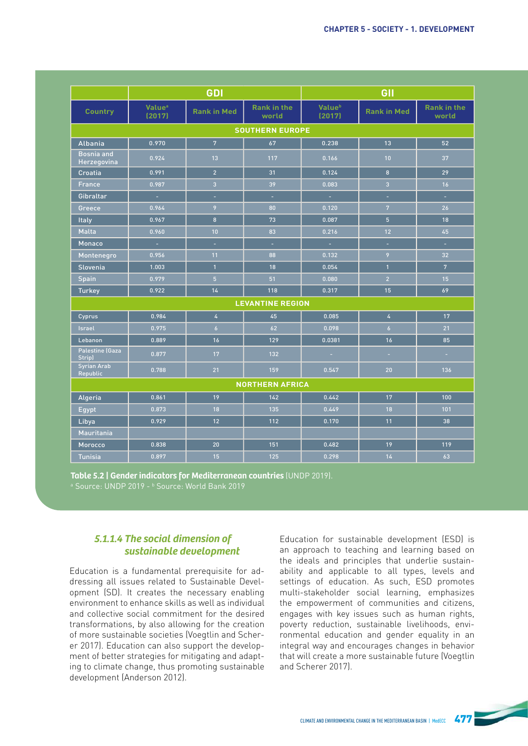| Country | GDI | | | GII | | |
|---|---|---|---|---|---|---|
| | Value[a] (2017) | Rank in Med | Rank in the world | Value[b] (2017) | Rank in Med | Rank in the world |
| **SOUTHERN EUROPE** | | | | | | |
| Albania | 0.970 | 7 | 67 | 0.238 | 13 | 52 |
| Bosnia and Herzegovina | 0.924 | 13 | 117 | 0.166 | 10 | 37 |
| Croatia | 0.991 | 2 | 31 | 0.124 | 8 | 29 |
| France | 0.987 | 3 | 39 | 0.083 | 3 | 16 |
| Gibraltar | - | - | - | - | - | - |
| Greece | 0.964 | 9 | 80 | 0.120 | 7 | 26 |
| Italy | 0.967 | 8 | 73 | 0.087 | 5 | 18 |
| Malta | 0.960 | 10 | 83 | 0.216 | 12 | 45 |
| Monaco | - | - | - | - | - | - |
| Montenegro | 0.956 | 11 | 88 | 0.132 | 9 | 32 |
| Slovenia | 1.003 | 1 | 18 | 0.054 | 1 | 7 |
| Spain | 0.979 | 5 | 51 | 0.080 | 2 | 15 |
| Turkey | 0.922 | 14 | 118 | 0.317 | 15 | 69 |
| **LEVANTINE REGION** | | | | | | |
| Cyprus | 0.984 | 4 | 45 | 0.085 | 4 | 17 |
| Israel | 0.975 | 6 | 62 | 0.098 | 6 | 21 |
| Lebanon | 0.889 | 16 | 129 | 0.0381 | 16 | 85 |
| Palestine (Gaza Strip) | 0.877 | 17 | 132 | - | - | - |
| Syrian Arab Republic | 0.788 | 21 | 159 | 0.547 | 20 | 136 |
| **NORTHERN AFRICA** | | | | | | |
| Algeria | 0.861 | 19 | 142 | 0.442 | 17 | 100 |
| Egypt | 0.873 | 18 | 135 | 0.449 | 18 | 101 |
| Libya | 0.929 | 12 | 112 | 0.170 | 11 | 38 |
| Mauritania | | | | | | |
| Morocco | 0.838 | 20 | 151 | 0.482 | 19 | 119 |
| Tunisia | 0.897 | 15 | 125 | 0.298 | 14 | 63 |

**Table 5.2 | Gender indicators for Mediterranean countries** (UNDP 2019).
[a] Source: UNDP 2019 - [b] Source: World Bank 2019

### *5.1.1.4 The social dimension of sustainable development*

Education is a fundamental prerequisite for addressing all issues related to Sustainable Development (SD). It creates the necessary enabling environment to enhance skills as well as individual and collective social commitment for the desired transformations, by also allowing for the creation of more sustainable societies (Voegtlin and Scherer 2017). Education can also support the development of better strategies for mitigating and adapting to climate change, thus promoting sustainable development (Anderson 2012).

Education for sustainable development (ESD) is an approach to teaching and learning based on the ideals and principles that underlie sustainability and applicable to all types, levels and settings of education. As such, ESD promotes multi-stakeholder social learning, emphasizes the empowerment of communities and citizens, engages with key issues such as human rights, poverty reduction, sustainable livelihoods, environmental education and gender equality in an integral way and encourages changes in behavior that will create a more sustainable future (Voegtlin and Scherer 2017).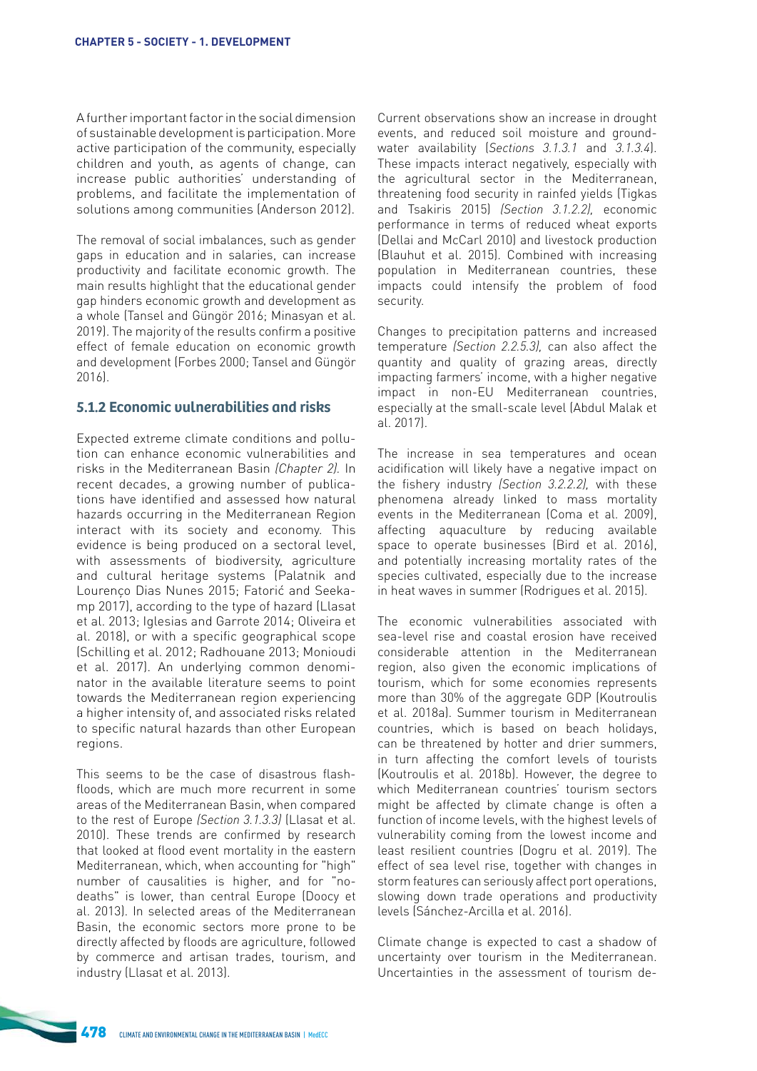A further important factor in the social dimension of sustainable development is participation. More active participation of the community, especially children and youth, as agents of change, can increase public authorities' understanding of problems, and facilitate the implementation of solutions among communities (Anderson 2012).

The removal of social imbalances, such as gender gaps in education and in salaries, can increase productivity and facilitate economic growth. The main results highlight that the educational gender gap hinders economic growth and development as a whole (Tansel and Güngör 2016; Minasyan et al. 2019). The majority of the results confirm a positive effect of female education on economic growth and development (Forbes 2000; Tansel and Güngör 2016).

### 5.1.2 Economic vulnerabilities and risks

Expected extreme climate conditions and pollution can enhance economic vulnerabilities and risks in the Mediterranean Basin *(Chapter 2)*. In recent decades, a growing number of publications have identified and assessed how natural hazards occurring in the Mediterranean Region interact with its society and economy. This evidence is being produced on a sectoral level, with assessments of biodiversity, agriculture and cultural heritage systems (Palatnik and Lourenço Dias Nunes 2015; Fatorić and Seekamp 2017), according to the type of hazard (Llasat et al. 2013; Iglesias and Garrote 2014; Oliveira et al. 2018), or with a specific geographical scope (Schilling et al. 2012; Radhouane 2013; Monioudi et al. 2017). An underlying common denominator in the available literature seems to point towards the Mediterranean region experiencing a higher intensity of, and associated risks related to specific natural hazards than other European regions.

This seems to be the case of disastrous flash-floods, which are much more recurrent in some areas of the Mediterranean Basin, when compared to the rest of Europe *(Section 3.1.3.3)* (Llasat et al. 2010). These trends are confirmed by research that looked at flood event mortality in the eastern Mediterranean, which, when accounting for "high" number of causalities is higher, and for "no-deaths" is lower, than central Europe (Doocy et al. 2013). In selected areas of the Mediterranean Basin, the economic sectors more prone to be directly affected by floods are agriculture, followed by commerce and artisan trades, tourism, and industry (Llasat et al. 2013).

Current observations show an increase in drought events, and reduced soil moisture and groundwater availability (*Sections 3.1.3.1* and *3.1.3.4*). These impacts interact negatively, especially with the agricultural sector in the Mediterranean, threatening food security in rainfed yields (Tigkas and Tsakiris 2015) *(Section 3.1.2.2)*, economic performance in terms of reduced wheat exports (Dellai and McCarl 2010) and livestock production (Blauhut et al. 2015). Combined with increasing population in Mediterranean countries, these impacts could intensify the problem of food security.

Changes to precipitation patterns and increased temperature *(Section 2.2.5.3)*, can also affect the quantity and quality of grazing areas, directly impacting farmers' income, with a higher negative impact in non-EU Mediterranean countries, especially at the small-scale level (Abdul Malak et al. 2017).

The increase in sea temperatures and ocean acidification will likely have a negative impact on the fishery industry *(Section 3.2.2.2)*, with these phenomena already linked to mass mortality events in the Mediterranean (Coma et al. 2009), affecting aquaculture by reducing available space to operate businesses (Bird et al. 2016), and potentially increasing mortality rates of the species cultivated, especially due to the increase in heat waves in summer (Rodrigues et al. 2015).

The economic vulnerabilities associated with sea-level rise and coastal erosion have received considerable attention in the Mediterranean region, also given the economic implications of tourism, which for some economies represents more than 30% of the aggregate GDP (Koutroulis et al. 2018a). Summer tourism in Mediterranean countries, which is based on beach holidays, can be threatened by hotter and drier summers, in turn affecting the comfort levels of tourists (Koutroulis et al. 2018b). However, the degree to which Mediterranean countries' tourism sectors might be affected by climate change is often a function of income levels, with the highest levels of vulnerability coming from the lowest income and least resilient countries (Dogru et al. 2019). The effect of sea level rise, together with changes in storm features can seriously affect port operations, slowing down trade operations and productivity levels (Sánchez-Arcilla et al. 2016).

Climate change is expected to cast a shadow of uncertainty over tourism in the Mediterranean. Uncertainties in the assessment of tourism de-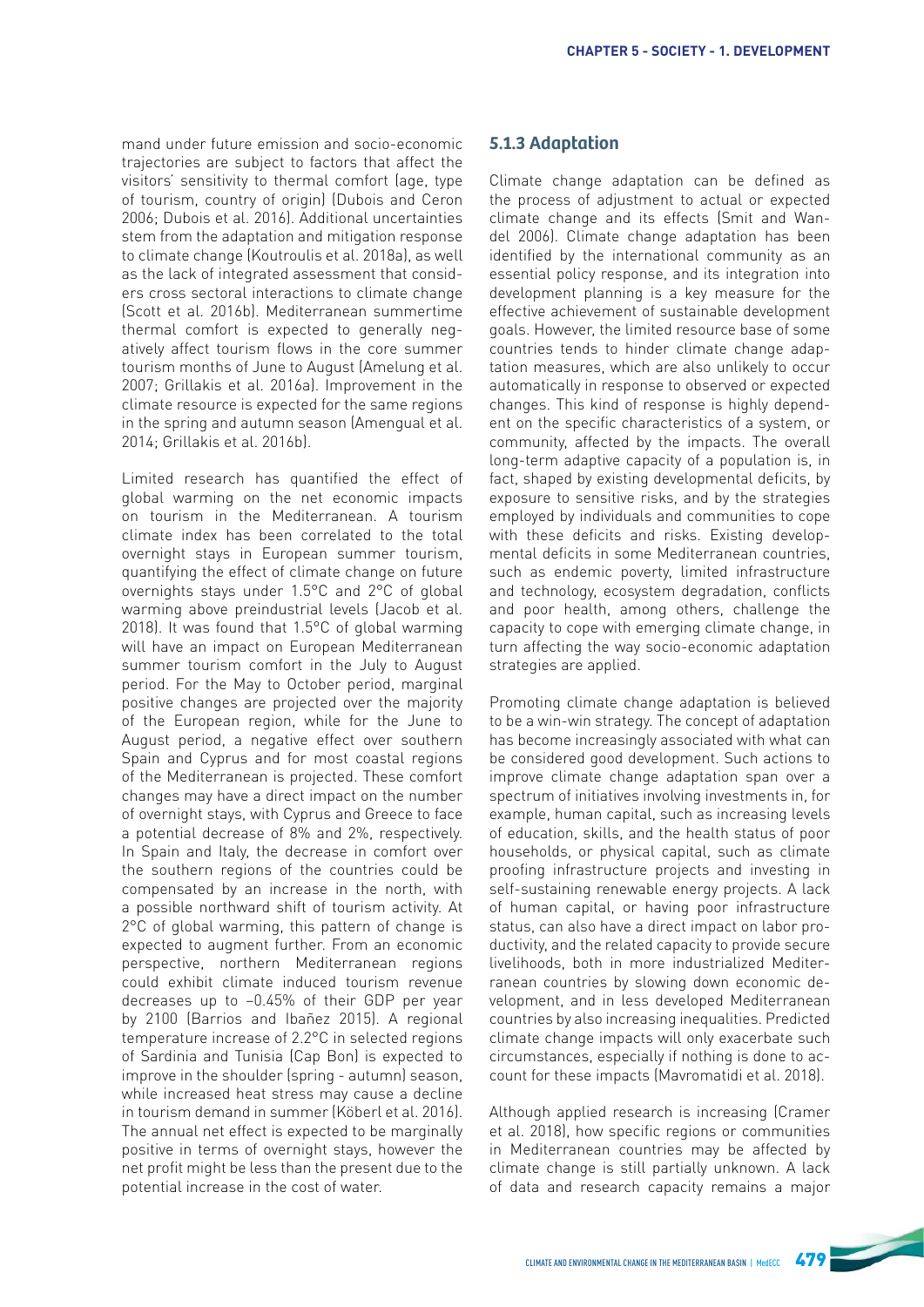mand under future emission and socio-economic trajectories are subject to factors that affect the visitors' sensitivity to thermal comfort (age, type of tourism, country of origin) (Dubois and Ceron 2006; Dubois et al. 2016). Additional uncertainties stem from the adaptation and mitigation response to climate change (Koutroulis et al. 2018a), as well as the lack of integrated assessment that considers cross sectoral interactions to climate change (Scott et al. 2016b). Mediterranean summertime thermal comfort is expected to generally negatively affect tourism flows in the core summer tourism months of June to August (Amelung et al. 2007; Grillakis et al. 2016a). Improvement in the climate resource is expected for the same regions in the spring and autumn season (Amengual et al. 2014; Grillakis et al. 2016b).

Limited research has quantified the effect of global warming on the net economic impacts on tourism in the Mediterranean. A tourism climate index has been correlated to the total overnight stays in European summer tourism, quantifying the effect of climate change on future overnights stays under 1.5°C and 2°C of global warming above preindustrial levels (Jacob et al. 2018). It was found that 1.5°C of global warming will have an impact on European Mediterranean summer tourism comfort in the July to August period. For the May to October period, marginal positive changes are projected over the majority of the European region, while for the June to August period, a negative effect over southern Spain and Cyprus and for most coastal regions of the Mediterranean is projected. These comfort changes may have a direct impact on the number of overnight stays, with Cyprus and Greece to face a potential decrease of 8% and 2%, respectively. In Spain and Italy, the decrease in comfort over the southern regions of the countries could be compensated by an increase in the north, with a possible northward shift of tourism activity. At 2°C of global warming, this pattern of change is expected to augment further. From an economic perspective, northern Mediterranean regions could exhibit climate induced tourism revenue decreases up to –0.45% of their GDP per year by 2100 (Barrios and Ibañez 2015). A regional temperature increase of 2.2°C in selected regions of Sardinia and Tunisia (Cap Bon) is expected to improve in the shoulder (spring - autumn) season, while increased heat stress may cause a decline in tourism demand in summer (Köberl et al. 2016). The annual net effect is expected to be marginally positive in terms of overnight stays, however the net profit might be less than the present due to the potential increase in the cost of water.

### 5.1.3 Adaptation

Climate change adaptation can be defined as the process of adjustment to actual or expected climate change and its effects (Smit and Wandel 2006). Climate change adaptation has been identified by the international community as an essential policy response, and its integration into development planning is a key measure for the effective achievement of sustainable development goals. However, the limited resource base of some countries tends to hinder climate change adaptation measures, which are also unlikely to occur automatically in response to observed or expected changes. This kind of response is highly dependent on the specific characteristics of a system, or community, affected by the impacts. The overall long-term adaptive capacity of a population is, in fact, shaped by existing developmental deficits, by exposure to sensitive risks, and by the strategies employed by individuals and communities to cope with these deficits and risks. Existing developmental deficits in some Mediterranean countries, such as endemic poverty, limited infrastructure and technology, ecosystem degradation, conflicts and poor health, among others, challenge the capacity to cope with emerging climate change, in turn affecting the way socio-economic adaptation strategies are applied.

Promoting climate change adaptation is believed to be a win-win strategy. The concept of adaptation has become increasingly associated with what can be considered good development. Such actions to improve climate change adaptation span over a spectrum of initiatives involving investments in, for example, human capital, such as increasing levels of education, skills, and the health status of poor households, or physical capital, such as climate proofing infrastructure projects and investing in self-sustaining renewable energy projects. A lack of human capital, or having poor infrastructure status, can also have a direct impact on labor productivity, and the related capacity to provide secure livelihoods, both in more industrialized Mediterranean countries by slowing down economic development, and in less developed Mediterranean countries by also increasing inequalities. Predicted climate change impacts will only exacerbate such circumstances, especially if nothing is done to account for these impacts (Mavromatidi et al. 2018).

Although applied research is increasing (Cramer et al. 2018), how specific regions or communities in Mediterranean countries may be affected by climate change is still partially unknown. A lack of data and research capacity remains a major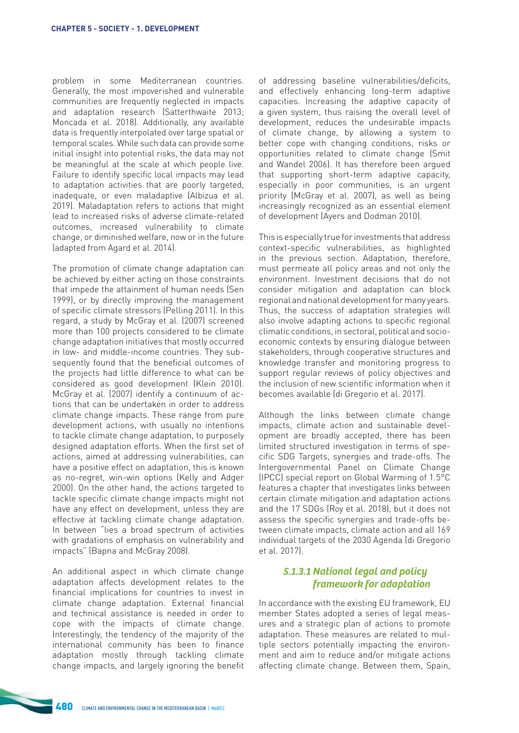problem in some Mediterranean countries. Generally, the most impoverished and vulnerable communities are frequently neglected in impacts and adaptation research (Satterthwaite 2013; Moncada et al. 2018). Additionally, any available data is frequently interpolated over large spatial or temporal scales. While such data can provide some initial insight into potential risks, the data may not be meaningful at the scale at which people live. Failure to identify specific local impacts may lead to adaptation activities that are poorly targeted, inadequate, or even maladaptive (Albizua et al. 2019). Maladaptation refers to actions that might lead to increased risks of adverse climate-related outcomes, increased vulnerability to climate change, or diminished welfare, now or in the future (adapted from Agard et al. 2014).

The promotion of climate change adaptation can be achieved by either acting on those constraints that impede the attainment of human needs (Sen 1999), or by directly improving the management of specific climate stressors (Pelling 2011). In this regard, a study by McGray et al. (2007) screened more than 100 projects considered to be climate change adaptation initiatives that mostly occurred in low- and middle-income countries. They subsequently found that the beneficial outcomes of the projects had little difference to what can be considered as good development (Klein 2010). McGray et al. (2007) identify a continuum of actions that can be undertaken in order to address climate change impacts. These range from pure development actions, with usually no intentions to tackle climate change adaptation, to purposely designed adaptation efforts. When the first set of actions, aimed at addressing vulnerabilities, can have a positive effect on adaptation, this is known as no-regret, win-win options (Kelly and Adger 2000). On the other hand, the actions targeted to tackle specific climate change impacts might not have any effect on development, unless they are effective at tackling climate change adaptation. In between "lies a broad spectrum of activities with gradations of emphasis on vulnerability and impacts" (Bapna and McGray 2008).

An additional aspect in which climate change adaptation affects development relates to the financial implications for countries to invest in climate change adaptation. External financial and technical assistance is needed in order to cope with the impacts of climate change. Interestingly, the tendency of the majority of the international community has been to finance adaptation mostly through tackling climate change impacts, and largely ignoring the benefit of addressing baseline vulnerabilities/deficits, and effectively enhancing long-term adaptive capacities. Increasing the adaptive capacity of a given system, thus raising the overall level of development, reduces the undesirable impacts of climate change, by allowing a system to better cope with changing conditions, risks or opportunities related to climate change (Smit and Wandel 2006). It has therefore been argued that supporting short-term adaptive capacity, especially in poor communities, is an urgent priority (McGray et al. 2007), as well as being increasingly recognized as an essential element of development (Ayers and Dodman 2010).

This is especially true for investments that address context-specific vulnerabilities, as highlighted in the previous section. Adaptation, therefore, must permeate all policy areas and not only the environment. Investment decisions that do not consider mitigation and adaptation can block regional and national development for many years. Thus, the success of adaptation strategies will also involve adapting actions to specific regional climatic conditions, in sectoral, political and socio-economic contexts by ensuring dialogue between stakeholders, through cooperative structures and knowledge transfer and monitoring progress to support regular reviews of policy objectives and the inclusion of new scientific information when it becomes available (di Gregorio et al. 2017).

Although the links between climate change impacts, climate action and sustainable development are broadly accepted, there has been limited structured investigation in terms of specific SDG Targets, synergies and trade-offs. The Intergovernmental Panel on Climate Change (IPCC) special report on Global Warming of 1.5°C features a chapter that investigates links between certain climate mitigation and adaptation actions and the 17 SDGs (Roy et al. 2018), but it does not assess the specific synergies and trade-offs between climate impacts, climate action and all 169 individual targets of the 2030 Agenda (di Gregorio et al. 2017).

#### *5.1.3.1 National legal and policy framework for adaptation*

In accordance with the existing EU framework, EU member States adopted a series of legal measures and a strategic plan of actions to promote adaptation. These measures are related to multiple sectors potentially impacting the environment and aim to reduce and/or mitigate actions affecting climate change. Between them, Spain,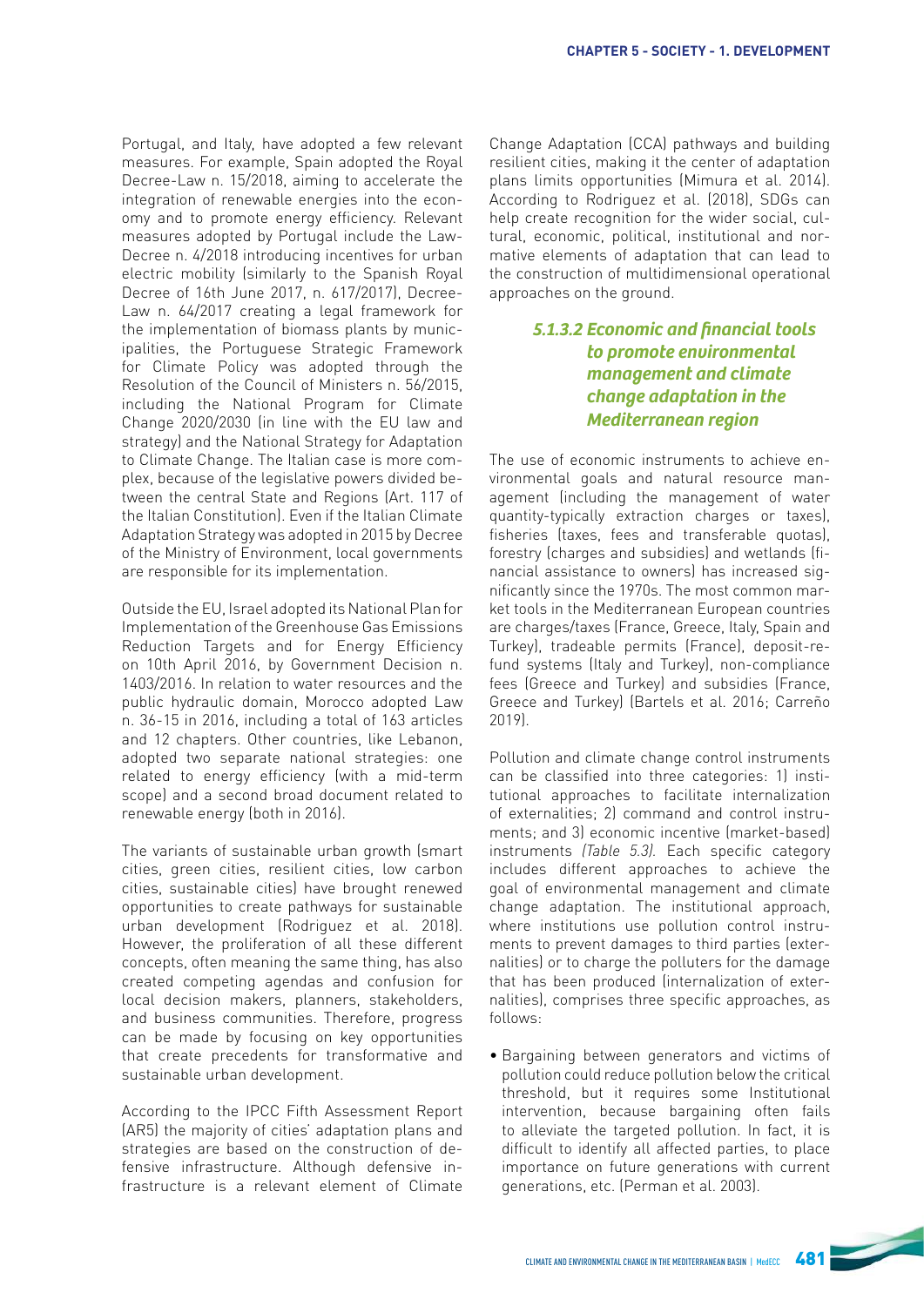Portugal, and Italy, have adopted a few relevant measures. For example, Spain adopted the Royal Decree-Law n. 15/2018, aiming to accelerate the integration of renewable energies into the economy and to promote energy efficiency. Relevant measures adopted by Portugal include the Law-Decree n. 4/2018 introducing incentives for urban electric mobility (similarly to the Spanish Royal Decree of 16th June 2017, n. 617/2017), Decree-Law n. 64/2017 creating a legal framework for the implementation of biomass plants by municipalities, the Portuguese Strategic Framework for Climate Policy was adopted through the Resolution of the Council of Ministers n. 56/2015, including the National Program for Climate Change 2020/2030 (in line with the EU law and strategy) and the National Strategy for Adaptation to Climate Change. The Italian case is more complex, because of the legislative powers divided between the central State and Regions (Art. 117 of the Italian Constitution). Even if the Italian Climate Adaptation Strategy was adopted in 2015 by Decree of the Ministry of Environment, local governments are responsible for its implementation.

Outside the EU, Israel adopted its National Plan for Implementation of the Greenhouse Gas Emissions Reduction Targets and for Energy Efficiency on 10th April 2016, by Government Decision n. 1403/2016. In relation to water resources and the public hydraulic domain, Morocco adopted Law n. 36-15 in 2016, including a total of 163 articles and 12 chapters. Other countries, like Lebanon, adopted two separate national strategies: one related to energy efficiency (with a mid-term scope) and a second broad document related to renewable energy (both in 2016).

The variants of sustainable urban growth (smart cities, green cities, resilient cities, low carbon cities, sustainable cities) have brought renewed opportunities to create pathways for sustainable urban development (Rodriguez et al. 2018). However, the proliferation of all these different concepts, often meaning the same thing, has also created competing agendas and confusion for local decision makers, planners, stakeholders, and business communities. Therefore, progress can be made by focusing on key opportunities that create precedents for transformative and sustainable urban development.

According to the IPCC Fifth Assessment Report (AR5) the majority of cities' adaptation plans and strategies are based on the construction of defensive infrastructure. Although defensive infrastructure is a relevant element of Climate Change Adaptation (CCA) pathways and building resilient cities, making it the center of adaptation plans limits opportunities (Mimura et al. 2014). According to Rodriguez et al. (2018), SDGs can help create recognition for the wider social, cultural, economic, political, institutional and normative elements of adaptation that can lead to the construction of multidimensional operational approaches on the ground.

### *5.1.3.2 Economic and financial tools to promote environmental management and climate change adaptation in the Mediterranean region*

The use of economic instruments to achieve environmental goals and natural resource management (including the management of water quantity-typically extraction charges or taxes), fisheries (taxes, fees and transferable quotas), forestry (charges and subsidies) and wetlands (financial assistance to owners) has increased significantly since the 1970s. The most common market tools in the Mediterranean European countries are charges/taxes (France, Greece, Italy, Spain and Turkey), tradeable permits (France), deposit-refund systems (Italy and Turkey), non-compliance fees (Greece and Turkey) and subsidies (France, Greece and Turkey) (Bartels et al. 2016; Carreño 2019).

Pollution and climate change control instruments can be classified into three categories: 1) institutional approaches to facilitate internalization of externalities; 2) command and control instruments; and 3) economic incentive (market-based) instruments *(Table 5.3)*. Each specific category includes different approaches to achieve the goal of environmental management and climate change adaptation. The institutional approach, where institutions use pollution control instruments to prevent damages to third parties (externalities) or to charge the polluters for the damage that has been produced (internalization of externalities), comprises three specific approaches, as follows:

- Bargaining between generators and victims of pollution could reduce pollution below the critical threshold, but it requires some Institutional intervention, because bargaining often fails to alleviate the targeted pollution. In fact, it is difficult to identify all affected parties, to place importance on future generations with current generations, etc. (Perman et al. 2003).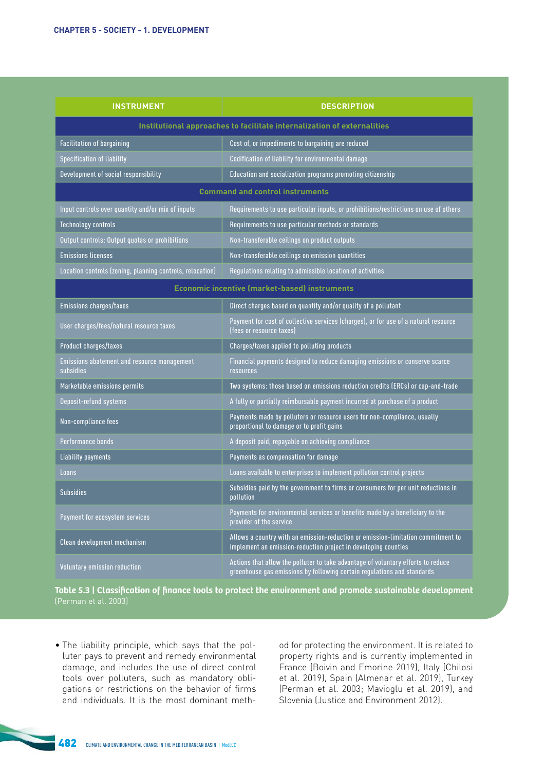| INSTRUMENT | DESCRIPTION |
|---|---|
| **Institutional approaches to facilitate internalization of externalities** | |
| Facilitation of bargaining | Cost of, or impediments to bargaining are reduced |
| Specification of liability | Codification of liability for environmental damage |
| Development of social responsibility | Education and socialization programs promoting citizenship |
| **Command and control instruments** | |
| Input controls over quantity and/or mix of inputs | Requirements to use particular inputs, or prohibitions/restrictions on use of others |
| Technology controls | Requirements to use particular methods or standards |
| Output controls: Output quotas or prohibitions | Non-transferable ceilings on product outputs |
| Emissions licenses | Non-transferable ceilings on emission quantities |
| Location controls (zoning, planning controls, relocation) | Regulations relating to admissible location of activities |
| **Economic incentive (market-based) instruments** | |
| Emissions charges/taxes | Direct charges based on quantity and/or quality of a pollutant |
| User charges/fees/natural resource taxes | Payment for cost of collective services (charges), or for use of a natural resource (fees or resource taxes) |
| Product charges/taxes | Charges/taxes applied to polluting products |
| Emissions abatement and resource management subsidies | Financial payments designed to reduce damaging emissions or conserve scarce resources |
| Marketable emissions permits | Two systems: those based on emissions reduction credits (ERCs) or cap-and-trade |
| Deposit-refund systems | A fully or partially reimbursable payment incurred at purchase of a product |
| Non-compliance fees | Payments made by polluters or resource users for non-compliance, usually proportional to damage or to profit gains |
| Performance bonds | A deposit paid, repayable on achieving compliance |
| Liability payments | Payments as compensation for damage |
| Loans | Loans available to enterprises to implement pollution control projects |
| Subsidies | Subsidies paid by the government to firms or consumers for per unit reductions in pollution |
| Payment for ecosystem services | Payments for environmental services or benefits made by a beneficiary to the provider of the service |
| Clean development mechanism | Allows a country with an emission-reduction or emission-limitation commitment to implement an emission-reduction project in developing counties |
| Voluntary emission reduction | Actions that allow the polluter to take advantage of voluntary efforts to reduce greenhouse gas emissions by following certain regulations and standards |

**Table 5.3 | Classification of finance tools to protect the environment and promote sustainable development** (Perman et al. 2003)

- The liability principle, which says that the polluter pays to prevent and remedy environmental damage, and includes the use of direct control tools over polluters, such as mandatory obligations or restrictions on the behavior of firms and individuals. It is the most dominant method for protecting the environment. It is related to property rights and is currently implemented in France (Boivin and Emorine 2019), Italy (Chilosi et al. 2019), Spain (Almenar et al. 2019), Turkey (Perman et al. 2003; Mavioglu et al. 2019), and Slovenia (Justice and Environment 2012).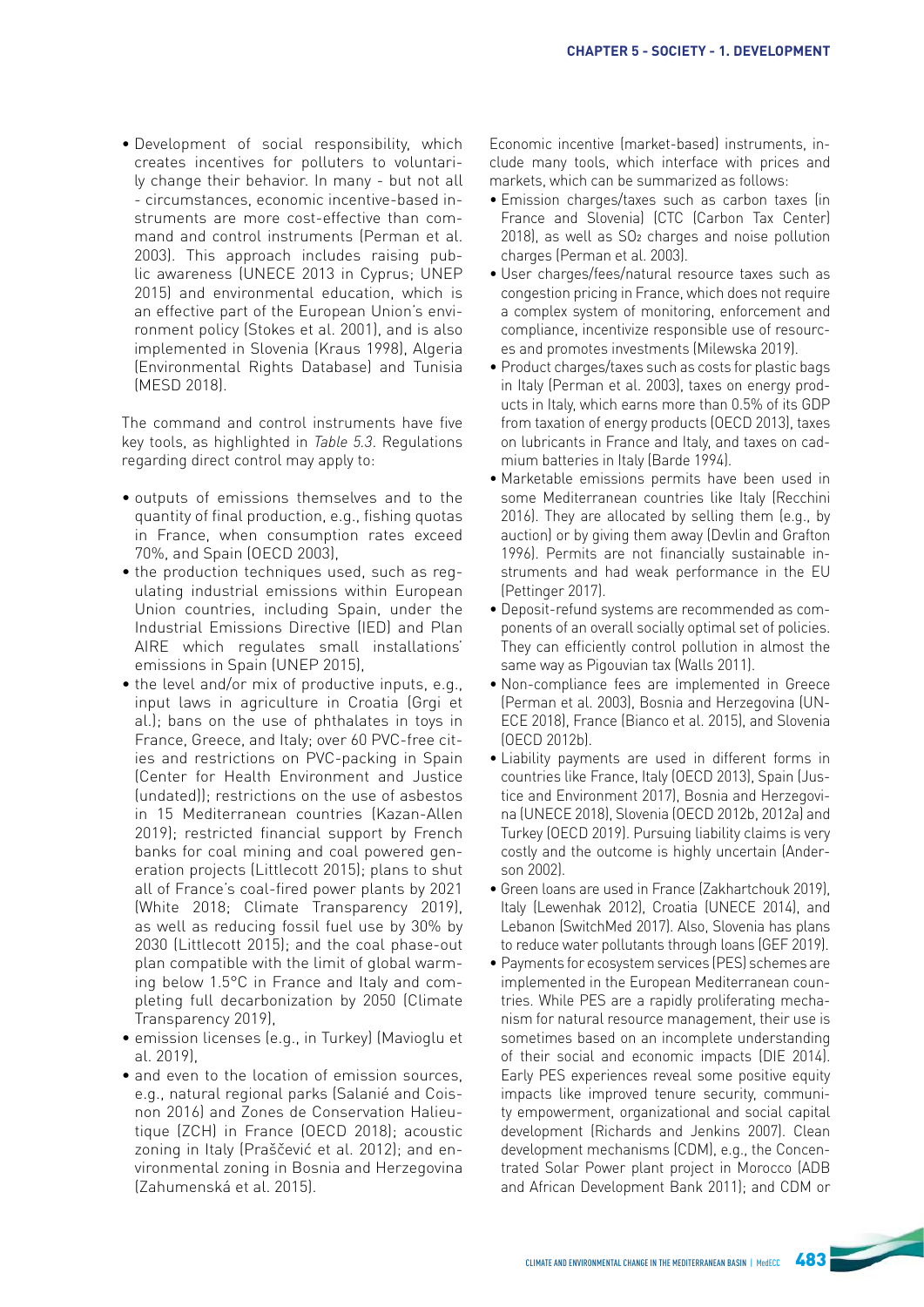- Development of social responsibility, which creates incentives for polluters to voluntarily change their behavior. In many - but not all - circumstances, economic incentive-based instruments are more cost-effective than command and control instruments (Perman et al. 2003). This approach includes raising public awareness (UNECE 2013 in Cyprus; UNEP 2015) and environmental education, which is an effective part of the European Union's environment policy (Stokes et al. 2001), and is also implemented in Slovenia (Kraus 1998), Algeria (Environmental Rights Database) and Tunisia (MESD 2018).

The command and control instruments have five key tools, as highlighted in *Table 5.3*. Regulations regarding direct control may apply to:

- outputs of emissions themselves and to the quantity of final production, e.g., fishing quotas in France, when consumption rates exceed 70%, and Spain (OECD 2003),
- the production techniques used, such as regulating industrial emissions within European Union countries, including Spain, under the Industrial Emissions Directive (IED) and Plan AIRE which regulates small installations' emissions in Spain (UNEP 2015),
- the level and/or mix of productive inputs, e.g., input laws in agriculture in Croatia (Grgi et al.); bans on the use of phthalates in toys in France, Greece, and Italy; over 60 PVC-free cities and restrictions on PVC-packing in Spain (Center for Health Environment and Justice (undated)); restrictions on the use of asbestos in 15 Mediterranean countries (Kazan-Allen 2019); restricted financial support by French banks for coal mining and coal powered generation projects (Littlecott 2015); plans to shut all of France's coal-fired power plants by 2021 (White 2018; Climate Transparency 2019), as well as reducing fossil fuel use by 30% by 2030 (Littlecott 2015); and the coal phase-out plan compatible with the limit of global warming below 1.5°C in France and Italy and completing full decarbonization by 2050 (Climate Transparency 2019),
- emission licenses (e.g., in Turkey) (Mavioglu et al. 2019),
- and even to the location of emission sources, e.g., natural regional parks (Salanié and Coisnon 2016) and Zones de Conservation Halieutique (ZCH) in France (OECD 2018); acoustic zoning in Italy (Praščević et al. 2012); and environmental zoning in Bosnia and Herzegovina (Zahumenská et al. 2015).

Economic incentive (market-based) instruments, include many tools, which interface with prices and markets, which can be summarized as follows:

- Emission charges/taxes such as carbon taxes (in France and Slovenia) (CTC (Carbon Tax Center) 2018), as well as $SO_2$ charges and noise pollution charges (Perman et al. 2003).
- User charges/fees/natural resource taxes such as congestion pricing in France, which does not require a complex system of monitoring, enforcement and compliance, incentivize responsible use of resources and promotes investments (Milewska 2019).
- Product charges/taxes such as costs for plastic bags in Italy (Perman et al. 2003), taxes on energy products in Italy, which earns more than 0.5% of its GDP from taxation of energy products (OECD 2013), taxes on lubricants in France and Italy, and taxes on cadmium batteries in Italy (Barde 1994).
- Marketable emissions permits have been used in some Mediterranean countries like Italy (Recchini 2016). They are allocated by selling them (e.g., by auction) or by giving them away (Devlin and Grafton 1996). Permits are not financially sustainable instruments and had weak performance in the EU (Pettinger 2017).
- Deposit-refund systems are recommended as components of an overall socially optimal set of policies. They can efficiently control pollution in almost the same way as Pigouvian tax (Walls 2011).
- Non-compliance fees are implemented in Greece (Perman et al. 2003), Bosnia and Herzegovina (UNECE 2018), France (Bianco et al. 2015), and Slovenia (OECD 2012b).
- Liability payments are used in different forms in countries like France, Italy (OECD 2013), Spain (Justice and Environment 2017), Bosnia and Herzegovina (UNECE 2018), Slovenia (OECD 2012b, 2012a) and Turkey (OECD 2019). Pursuing liability claims is very costly and the outcome is highly uncertain (Anderson 2002).
- Green loans are used in France (Zakhartchouk 2019), Italy (Lewenhak 2012), Croatia (UNECE 2014), and Lebanon (SwitchMed 2017). Also, Slovenia has plans to reduce water pollutants through loans (GEF 2019).
- Payments for ecosystem services (PES) schemes are implemented in the European Mediterranean countries. While PES are a rapidly proliferating mechanism for natural resource management, their use is sometimes based on an incomplete understanding of their social and economic impacts (DIE 2014). Early PES experiences reveal some positive equity impacts like improved tenure security, community empowerment, organizational and social capital development (Richards and Jenkins 2007). Clean development mechanisms (CDM), e.g., the Concentrated Solar Power plant project in Morocco (ADB and African Development Bank 2011); and CDM or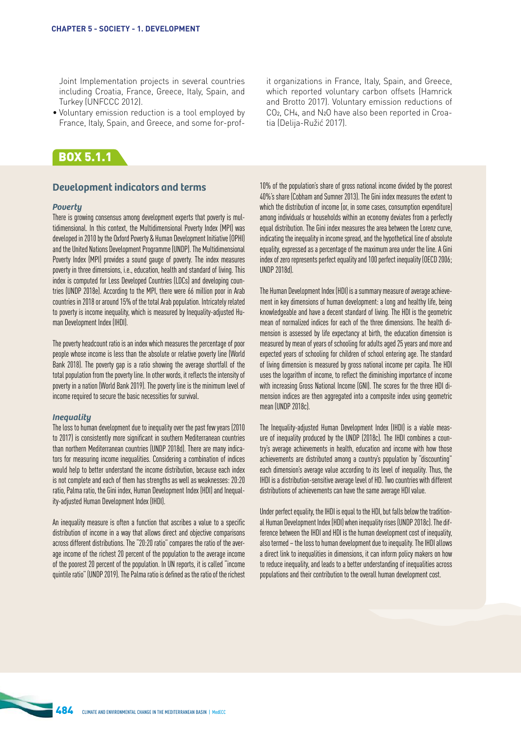Joint Implementation projects in several countries including Croatia, France, Greece, Italy, Spain, and Turkey (UNFCCC 2012).

- Voluntary emission reduction is a tool employed by France, Italy, Spain, and Greece, and some for-profit organizations in France, Italy, Spain, and Greece, which reported voluntary carbon offsets (Hamrick and Brotto 2017). Voluntary emission reductions of $CO_2$, $CH_4$, and $N_2O$ have also been reported in Croatia (Delija-Ružić 2017).

## BOX 5.1.1

### Development indicators and terms

#### *Poverty*

There is growing consensus among development experts that poverty is multidimensional. In this context, the Multidimensional Poverty Index (MPI) was developed in 2010 by the Oxford Poverty & Human Development Initiative (OPHI) and the United Nations Development Programme (UNDP). The Multidimensional Poverty Index (MPI) provides a sound gauge of poverty. The index measures poverty in three dimensions, i.e., education, health and standard of living. This index is computed for Less Developed Countries (LDCs) and developing countries (UNDP 2018e). According to the MPI, there were 66 million poor in Arab countries in 2018 or around 15% of the total Arab population. Intricately related to poverty is income inequality, which is measured by Inequality-adjusted Human Development Index (IHDI).

The poverty headcount ratio is an index which measures the percentage of poor people whose income is less than the absolute or relative poverty line (World Bank 2018). The poverty gap is a ratio showing the average shortfall of the total population from the poverty line. In other words, it reflects the intensity of poverty in a nation (World Bank 2019). The poverty line is the minimum level of income required to secure the basic necessities for survival.

#### *Inequality*

The loss to human development due to inequality over the past few years (2010 to 2017) is consistently more significant in southern Mediterranean countries than northern Mediterranean countries (UNDP 2018d). There are many indicators for measuring income inequalities. Considering a combination of indices would help to better understand the income distribution, because each index is not complete and each of them has strengths as well as weaknesses: 20:20 ratio, Palma ratio, the Gini index, Human Development Index (HDI) and Inequality-adjusted Human Development Index (IHDI).

An inequality measure is often a function that ascribes a value to a specific distribution of income in a way that allows direct and objective comparisons across different distributions. The "20:20 ratio" compares the ratio of the average income of the richest 20 percent of the population to the average income of the poorest 20 percent of the population. In UN reports, it is called "income quintile ratio" (UNDP 2019). The Palma ratio is defined as the ratio of the richest 10% of the population's share of gross national income divided by the poorest 40%'s share (Cobham and Sumner 2013). The Gini index measures the extent to which the distribution of income (or, in some cases, consumption expenditure) among individuals or households within an economy deviates from a perfectly equal distribution. The Gini index measures the area between the Lorenz curve, indicating the inequality in income spread, and the hypothetical line of absolute equality, expressed as a percentage of the maximum area under the line. A Gini index of zero represents perfect equality and 100 perfect inequality (OECD 2006; UNDP 2018d).

The Human Development Index (HDI) is a summary measure of average achievement in key dimensions of human development: a long and healthy life, being knowledgeable and have a decent standard of living. The HDI is the geometric mean of normalized indices for each of the three dimensions. The health dimension is assessed by life expectancy at birth, the education dimension is measured by mean of years of schooling for adults aged 25 years and more and expected years of schooling for children of school entering age. The standard of living dimension is measured by gross national income per capita. The HDI uses the logarithm of income, to reflect the diminishing importance of income with increasing Gross National Income (GNI). The scores for the three HDI dimension indices are then aggregated into a composite index using geometric mean (UNDP 2018c).

The Inequality-adjusted Human Development Index (IHDI) is a viable measure of inequality produced by the UNDP (2018c). The IHDI combines a country's average achievements in health, education and income with how those achievements are distributed among a country's population by "discounting" each dimension's average value according to its level of inequality. Thus, the IHDI is a distribution-sensitive average level of HD. Two countries with different distributions of achievements can have the same average HDI value.

Under perfect equality, the IHDI is equal to the HDI, but falls below the traditional Human Development Index (HDI) when inequality rises (UNDP 2018c). The difference between the IHDI and HDI is the human development cost of inequality, also termed – the loss to human development due to inequality. The IHDI allows a direct link to inequalities in dimensions, it can inform policy makers on how to reduce inequality, and leads to a better understanding of inequalities across populations and their contribution to the overall human development cost.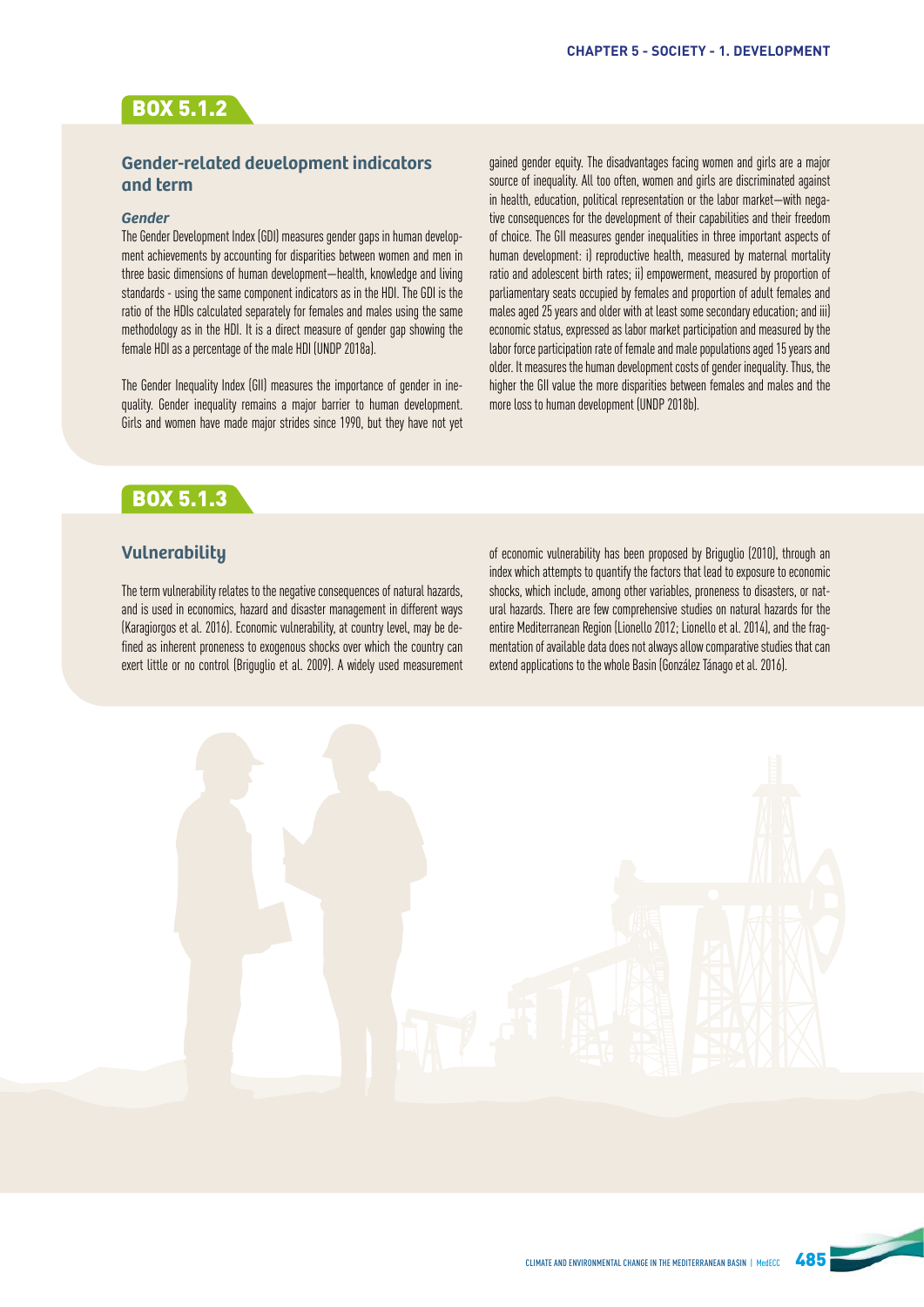## BOX 5.1.2

### Gender-related development indicators and term

#### *Gender*

The Gender Development Index (GDI) measures gender gaps in human development achievements by accounting for disparities between women and men in three basic dimensions of human development—health, knowledge and living standards - using the same component indicators as in the HDI. The GDI is the ratio of the HDIs calculated separately for females and males using the same methodology as in the HDI. It is a direct measure of gender gap showing the female HDI as a percentage of the male HDI (UNDP 2018a).

The Gender Inequality Index (GII) measures the importance of gender in inequality. Gender inequality remains a major barrier to human development. Girls and women have made major strides since 1990, but they have not yet gained gender equity. The disadvantages facing women and girls are a major source of inequality. All too often, women and girls are discriminated against in health, education, political representation or the labor market—with negative consequences for the development of their capabilities and their freedom of choice. The GII measures gender inequalities in three important aspects of human development: i) reproductive health, measured by maternal mortality ratio and adolescent birth rates; ii) empowerment, measured by proportion of parliamentary seats occupied by females and proportion of adult females and males aged 25 years and older with at least some secondary education; and iii) economic status, expressed as labor market participation and measured by the labor force participation rate of female and male populations aged 15 years and older. It measures the human development costs of gender inequality. Thus, the higher the GII value the more disparities between females and males and the more loss to human development (UNDP 2018b).

## BOX 5.1.3

### Vulnerability

The term vulnerability relates to the negative consequences of natural hazards, and is used in economics, hazard and disaster management in different ways (Karagiorgos et al. 2016). Economic vulnerability, at country level, may be defined as inherent proneness to exogenous shocks over which the country can exert little or no control (Briguglio et al. 2009). A widely used measurement of economic vulnerability has been proposed by Briguglio (2010), through an index which attempts to quantify the factors that lead to exposure to economic shocks, which include, among other variables, proneness to disasters, or natural hazards. There are few comprehensive studies on natural hazards for the entire Mediterranean Region (Lionello 2012; Lionello et al. 2014), and the fragmentation of available data does not always allow comparative studies that can extend applications to the whole Basin (González Tánago et al. 2016).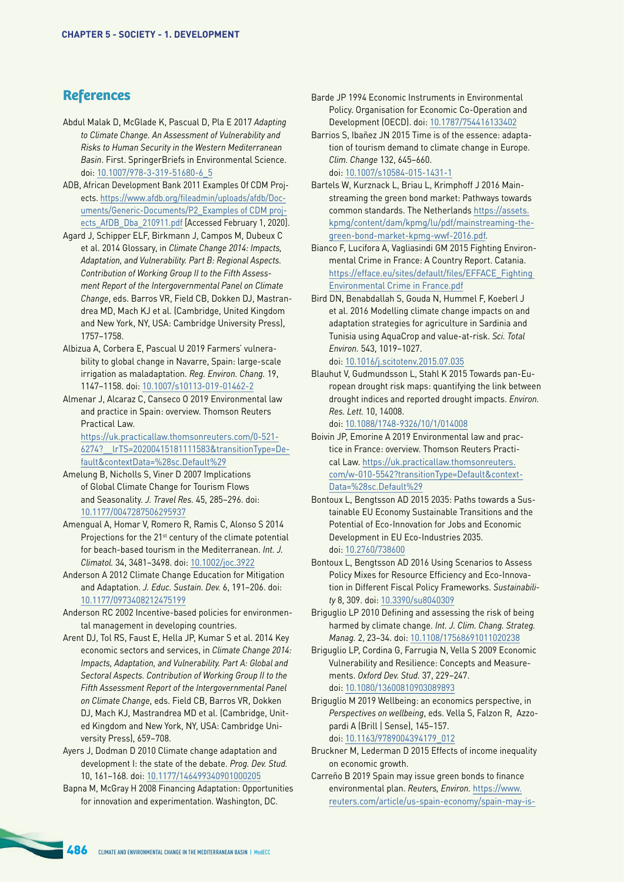## References

Abdul Malak D, McGlade K, Pascual D, Pla E 2017 *Adapting to Climate Change. An Assessment of Vulnerability and Risks to Human Security in the Western Mediterranean Basin*. First. SpringerBriefs in Environmental Science. doi: 10.1007/978-3-319-51680-6_5

ADB, African Development Bank 2011 Examples Of CDM Projects. https://www.afdb.org/fileadmin/uploads/afdb/Documents/Generic-Documents/P2_Examples of CDM projects_AfDB_Dba_210911.pdf [Accessed February 1, 2020].

Agard J, Schipper ELF, Birkmann J, Campos M, Dubeux C et al. 2014 Glossary, in *Climate Change 2014: Impacts, Adaptation, and Vulnerability. Part B: Regional Aspects. Contribution of Working Group II to the Fifth Assessment Report of the Intergovernmental Panel on Climate Change*, eds. Barros VR, Field CB, Dokken DJ, Mastrandrea MD, Mach KJ et al. (Cambridge, United Kingdom and New York, NY, USA: Cambridge University Press), 1757–1758.

Albizua A, Corbera E, Pascual U 2019 Farmers' vulnerability to global change in Navarre, Spain: large-scale irrigation as maladaptation. *Reg. Environ. Chang.* 19, 1147–1158. doi: 10.1007/s10113-019-01462-2

Almenar J, Alcaraz C, Canseco O 2019 Environmental law and practice in Spain: overview. Thomson Reuters Practical Law. https://uk.practicallaw.thomsonreuters.com/0-521-6274?__lrTS=20200415181111583&transitionType=Default&contextData=%28sc.Default%29

Amelung B, Nicholls S, Viner D 2007 Implications of Global Climate Change for Tourism Flows and Seasonality. *J. Travel Res.* 45, 285–296. doi: 10.1177/0047287506295937

Amengual A, Homar V, Romero R, Ramis C, Alonso S 2014 Projections for the 21st century of the climate potential for beach-based tourism in the Mediterranean. *Int. J. Climatol.* 34, 3481–3498. doi: 10.1002/joc.3922

Anderson A 2012 Climate Change Education for Mitigation and Adaptation. *J. Educ. Sustain. Dev.* 6, 191–206. doi: 10.1177/0973408212475199

Anderson RC 2002 Incentive-based policies for environmental management in developing countries.

Arent DJ, Tol RS, Faust E, Hella JP, Kumar S et al. 2014 Key economic sectors and services, in *Climate Change 2014: Impacts, Adaptation, and Vulnerability. Part A: Global and Sectoral Aspects. Contribution of Working Group II to the Fifth Assessment Report of the Intergovernmental Panel on Climate Change*, eds. Field CB, Barros VR, Dokken DJ, Mach KJ, Mastrandrea MD et al. (Cambridge, United Kingdom and New York, NY, USA: Cambridge University Press), 659–708.

Ayers J, Dodman D 2010 Climate change adaptation and development I: the state of the debate. *Prog. Dev. Stud.* 10, 161–168. doi: 10.1177/146499340901000205

Bapna M, McGray H 2008 Financing Adaptation: Opportunities for innovation and experimentation. Washington, DC.

Barde JP 1994 Economic Instruments in Environmental Policy. Organisation for Economic Co-Operation and Development (OECD). doi: 10.1787/754416133402

Barrios S, Ibañez JN 2015 Time is of the essence: adaptation of tourism demand to climate change in Europe. *Clim. Change* 132, 645–660. doi: 10.1007/s10584-015-1431-1

Bartels W, Kurznack L, Briau L, Krimphoff J 2016 Mainstreaming the green bond market: Pathways towards common standards. The Netherlands https://assets.kpmg/content/dam/kpmg/lu/pdf/mainstreaming-the-green-bond-market-kpmg-wwf-2016.pdf.

Bianco F, Lucifora A, Vagliasindi GM 2015 Fighting Environmental Crime in France: A Country Report. Catania. https://efface.eu/sites/default/files/EFFACE_Fighting Environmental Crime in France.pdf

Bird DN, Benabdallah S, Gouda N, Hummel F, Koeberl J et al. 2016 Modelling climate change impacts on and adaptation strategies for agriculture in Sardinia and Tunisia using AquaCrop and value-at-risk. *Sci. Total Environ.* 543, 1019–1027. doi: 10.1016/j.scitotenv.2015.07.035

Blauhut V, Gudmundsson L, Stahl K 2015 Towards pan-European drought risk maps: quantifying the link between drought indices and reported drought impacts. *Environ. Res. Lett.* 10, 14008. doi: 10.1088/1748-9326/10/1/014008

Boivin JP, Emorine A 2019 Environmental law and practice in France: overview. Thomson Reuters Practical Law. https://uk.practicallaw.thomsonreuters.com/w-010-5542?transitionType=Default&contextData=%28sc.Default%29

Bontoux L, Bengtsson AD 2015 2035: Paths towards a Sustainable EU Economy Sustainable Transitions and the Potential of Eco-Innovation for Jobs and Economic Development in EU Eco-Industries 2035. doi: 10.2760/738600

Bontoux L, Bengtsson AD 2016 Using Scenarios to Assess Policy Mixes for Resource Efficiency and Eco-Innovation in Different Fiscal Policy Frameworks. *Sustainability* 8, 309. doi: 10.3390/su8040309

Briguglio LP 2010 Defining and assessing the risk of being harmed by climate change. *Int. J. Clim. Chang. Strateg. Manag.* 2, 23–34. doi: 10.1108/17568691011020238

Briguglio LP, Cordina G, Farrugia N, Vella S 2009 Economic Vulnerability and Resilience: Concepts and Measurements. *Oxford Dev. Stud.* 37, 229–247. doi: 10.1080/13600810903089893

Briguglio M 2019 Wellbeing: an economics perspective, in *Perspectives on wellbeing*, eds. Vella S, Falzon R, Azzopardi A (Brill | Sense), 145–157. doi: 10.1163/9789004394179_012

Bruckner M, Lederman D 2015 Effects of income inequality on economic growth.

Carreño B 2019 Spain may issue green bonds to finance environmental plan. *Reuters, Environ.* https://www.reuters.com/article/us-spain-economy/spain-may-is-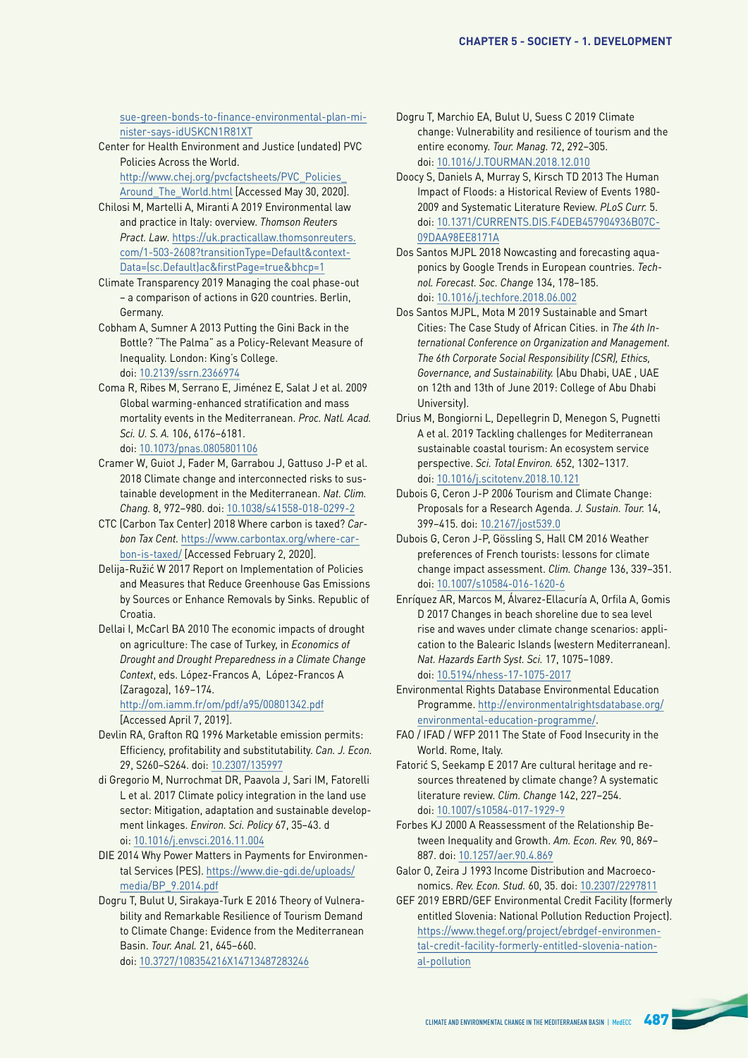sue-green-bonds-to-finance-environmental-plan-minister-says-idUSKCN1R81XT

Center for Health Environment and Justice (undated) PVC Policies Across the World. http://www.chej.org/pvcfactsheets/PVC_Policies_Around_The_World.html [Accessed May 30, 2020].

Chilosi M, Martelli A, Miranti A 2019 Environmental law and practice in Italy: overview. *Thomson Reuters Pract. Law.* https://uk.practicallaw.thomsonreuters.com/1-503-2608?transitionType=Default&contextData=(sc.Default)ac&firstPage=true&bhcp=1

Climate Transparency 2019 Managing the coal phase-out – a comparison of actions in G20 countries. Berlin, Germany.

Cobham A, Sumner A 2013 Putting the Gini Back in the Bottle? "The Palma" as a Policy-Relevant Measure of Inequality. London: King's College. doi: 10.2139/ssrn.2366974

Coma R, Ribes M, Serrano E, Jiménez E, Salat J et al. 2009 Global warming-enhanced stratification and mass mortality events in the Mediterranean. *Proc. Natl. Acad. Sci. U. S. A.* 106, 6176–6181. doi: 10.1073/pnas.0805801106

Cramer W, Guiot J, Fader M, Garrabou J, Gattuso J-P et al. 2018 Climate change and interconnected risks to sustainable development in the Mediterranean. *Nat. Clim. Chang.* 8, 972–980. doi: 10.1038/s41558-018-0299-2

CTC (Carbon Tax Center) 2018 Where carbon is taxed? *Carbon Tax Cent.* https://www.carbontax.org/where-carbon-is-taxed/ [Accessed February 2, 2020].

Delija-Ružić W 2017 Report on Implementation of Policies and Measures that Reduce Greenhouse Gas Emissions by Sources or Enhance Removals by Sinks. Republic of Croatia.

Dellai I, McCarl BA 2010 The economic impacts of drought on agriculture: The case of Turkey, in *Economics of Drought and Drought Preparedness in a Climate Change Context*, eds. López-Francos A, López-Francos A (Zaragoza), 169–174. http://om.iamm.fr/om/pdf/a95/00801342.pdf [Accessed April 7, 2019].

Devlin RA, Grafton RQ 1996 Marketable emission permits: Efficiency, profitability and substitutability. *Can. J. Econ.* 29, S260–S264. doi: 10.2307/135997

di Gregorio M, Nurrochmat DR, Paavola J, Sari IM, Fatorelli L et al. 2017 Climate policy integration in the land use sector: Mitigation, adaptation and sustainable development linkages. *Environ. Sci. Policy* 67, 35–43. doi: 10.1016/j.envsci.2016.11.004

DIE 2014 Why Power Matters in Payments for Environmental Services (PES). https://www.die-gdi.de/uploads/media/BP_9.2014.pdf

Dogru T, Bulut U, Sirakaya-Turk E 2016 Theory of Vulnerability and Remarkable Resilience of Tourism Demand to Climate Change: Evidence from the Mediterranean Basin. *Tour. Anal.* 21, 645–660. doi: 10.3727/108354216X14713487283246

Dogru T, Marchio EA, Bulut U, Suess C 2019 Climate change: Vulnerability and resilience of tourism and the entire economy. *Tour. Manag.* 72, 292–305. doi: 10.1016/J.TOURMAN.2018.12.010

Doocy S, Daniels A, Murray S, Kirsch TD 2013 The Human Impact of Floods: a Historical Review of Events 1980-2009 and Systematic Literature Review. *PLoS Curr.* 5. doi: 10.1371/CURRENTS.DIS.F4DEB457904936B07C09DAA98EE8171A

Dos Santos MJPL 2018 Nowcasting and forecasting aquaponics by Google Trends in European countries. *Technol. Forecast. Soc. Change* 134, 178–185. doi: 10.1016/j.techfore.2018.06.002

Dos Santos MJPL, Mota M 2019 Sustainable and Smart Cities: The Case Study of African Cities. in *The 4th International Conference on Organization and Management. The 6th Corporate Social Responsibility (CSR), Ethics, Governance, and Sustainability.* (Abu Dhabi, UAE , UAE on 12th and 13th of June 2019: College of Abu Dhabi University).

Drius M, Bongiorni L, Depellegrin D, Menegon S, Pugnetti A et al. 2019 Tackling challenges for Mediterranean sustainable coastal tourism: An ecosystem service perspective. *Sci. Total Environ.* 652, 1302–1317. doi: 10.1016/j.scitotenv.2018.10.121

Dubois G, Ceron J-P 2006 Tourism and Climate Change: Proposals for a Research Agenda. *J. Sustain. Tour.* 14, 399–415. doi: 10.2167/jost539.0

Dubois G, Ceron J-P, Gössling S, Hall CM 2016 Weather preferences of French tourists: lessons for climate change impact assessment. *Clim. Change* 136, 339–351. doi: 10.1007/s10584-016-1620-6

Enríquez AR, Marcos M, Álvarez-Ellacuría A, Orfila A, Gomis D 2017 Changes in beach shoreline due to sea level rise and waves under climate change scenarios: application to the Balearic Islands (western Mediterranean). *Nat. Hazards Earth Syst. Sci.* 17, 1075–1089. doi: 10.5194/nhess-17-1075-2017

Environmental Rights Database Environmental Education Programme. http://environmentalrightsdatabase.org/environmental-education-programme/.

FAO / IFAD / WFP 2011 The State of Food Insecurity in the World. Rome, Italy.

Fatorić S, Seekamp E 2017 Are cultural heritage and resources threatened by climate change? A systematic literature review. *Clim. Change* 142, 227–254. doi: 10.1007/s10584-017-1929-9

Forbes KJ 2000 A Reassessment of the Relationship Between Inequality and Growth. *Am. Econ. Rev.* 90, 869–887. doi: 10.1257/aer.90.4.869

Galor O, Zeira J 1993 Income Distribution and Macroeconomics. *Rev. Econ. Stud.* 60, 35. doi: 10.2307/2297811

GEF 2019 EBRD/GEF Environmental Credit Facility (formerly entitled Slovenia: National Pollution Reduction Project). https://www.thegef.org/project/ebrdgef-environmental-credit-facility-formerly-entitled-slovenia-national-pollution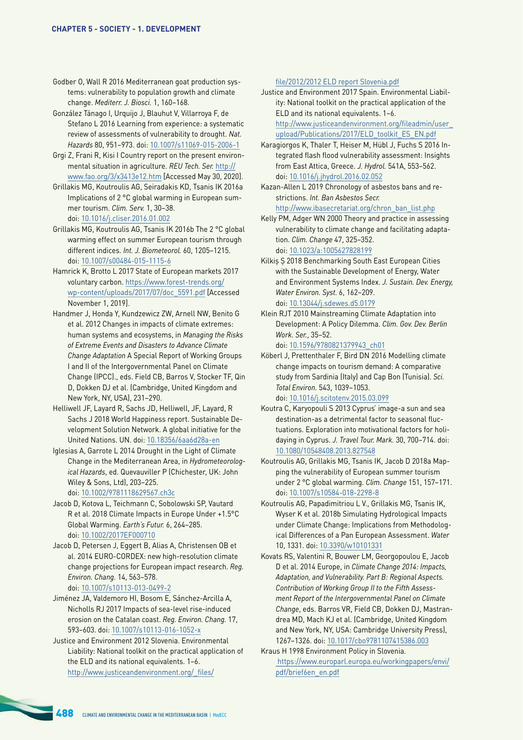Godber O, Wall R 2016 Mediterranean goat production systems: vulnerability to population growth and climate change. *Mediterr. J. Biosci.* 1, 160–168.

González Tánago I, Urquijo J, Blauhut V, Villarroya F, de Stefano L 2016 Learning from experience: a systematic review of assessments of vulnerability to drought. *Nat. Hazards* 80, 951–973. doi: 10.1007/s11069-015-2006-1

Grgi Z, Frani R, Kisi I Country report on the present environmental situation in agriculture. *REU Tech. Ser.* http://www.fao.org/3/x3413e12.htm [Accessed May 30, 2020].

Grillakis MG, Koutroulis AG, Seiradakis KD, Tsanis IK 2016a Implications of 2 °C global warming in European summer tourism. *Clim. Serv.* 1, 30–38. doi: 10.1016/j.cliser.2016.01.002

Grillakis MG, Koutroulis AG, Tsanis IK 2016b The 2 °C global warming effect on summer European tourism through different indices. *Int. J. Biometeorol.* 60, 1205–1215. doi: 10.1007/s00484-015-1115-6

Hamrick K, Brotto L 2017 State of European markets 2017 voluntary carbon. https://www.forest-trends.org/wp-content/uploads/2017/07/doc_5591.pdf [Accessed November 1, 2019].

Handmer J, Honda Y, Kundzewicz ZW, Arnell NW, Benito G et al. 2012 Changes in impacts of climate extremes: human systems and ecosystems, in *Managing the Risks of Extreme Events and Disasters to Advance Climate Change Adaptation* A Special Report of Working Groups I and II of the Intergovernmental Panel on Climate Change (IPCC)., eds. Field CB, Barros V, Stocker TF, Qin D, Dokken DJ et al. (Cambridge, United Kingdom and New York, NY, USA), 231–290.

Helliwell JF, Layard R, Sachs JD, Helliwell, JF, Layard, R Sachs J 2018 World Happiness report. Sustainable Development Solution Network. A global initiative for the United Nations. UN. doi: 10.18356/6aa6d28a-en

Iglesias A, Garrote L 2014 Drought in the Light of Climate Change in the Mediterranean Area, in *Hydrometeorological Hazards*, ed. Quevauviller P (Chichester, UK: John Wiley & Sons, Ltd), 203–225. doi: 10.1002/9781118629567.ch3c

Jacob D, Kotova L, Teichmann C, Sobolowski SP, Vautard R et al. 2018 Climate Impacts in Europe Under +1.5°C Global Warming. *Earth's Futur.* 6, 264–285. doi: 10.1002/2017EF000710

Jacob D, Petersen J, Eggert B, Alias A, Christensen OB et al. 2014 EURO-CORDEX: new high-resolution climate change projections for European impact research. *Reg. Environ. Chang.* 14, 563–578. doi: 10.1007/s10113-013-0499-2

Jiménez JA, Valdemoro HI, Bosom E, Sánchez-Arcilla A, Nicholls RJ 2017 Impacts of sea-level rise-induced erosion on the Catalan coast. *Reg. Environ. Chang.* 17, 593–603. doi: 10.1007/s10113-016-1052-x

Justice and Environment 2012 Slovenia. Environmental Liability: National toolkit on the practical application of the ELD and its national equivalents. 1–6. http://www.justiceandenvironment.org/_files/file/2012/2012 ELD report Slovenia.pdf

Justice and Environment 2017 Spain. Environmental Liability: National toolkit on the practical application of the ELD and its national equivalents. 1–6. http://www.justiceandenvironment.org/fileadmin/user_upload/Publications/2017/ELD_toolkit_ES_EN.pdf

Karagiorgos K, Thaler T, Heiser M, Hübl J, Fuchs S 2016 Integrated flash flood vulnerability assessment: Insights from East Attica, Greece. *J. Hydrol.* 541A, 553–562. doi: 10.1016/j.jhydrol.2016.02.052

Kazan-Allen L 2019 Chronology of asbestos bans and restrictions. *Int. Ban Asbestos Secr.* http://www.ibasecretariat.org/chron_ban_list.php

Kelly PM, Adger WN 2000 Theory and practice in assessing vulnerability to climate change and facilitating adaptation. *Clim. Change* 47, 325–352. doi: 10.1023/a:1005627828199

Kilkiş Ş 2018 Benchmarking South East European Cities with the Sustainable Development of Energy, Water and Environment Systems Index. *J. Sustain. Dev. Energy, Water Environ. Syst.* 6, 162–209. doi: 10.13044/j.sdewes.d5.0179

Klein RJT 2010 Mainstreaming Climate Adaptation into Development: A Policy Dilemma. *Clim. Gov. Dev. Berlin Work. Ser.*, 35–52. doi: 10.1596/9780821379943_ch01

Köberl J, Prettenthaler F, Bird DN 2016 Modelling climate change impacts on tourism demand: A comparative study from Sardinia (Italy) and Cap Bon (Tunisia). *Sci. Total Environ.* 543, 1039–1053. doi: 10.1016/j.scitotenv.2015.03.099

Koutra C, Karyopouli S 2013 Cyprus' image-a sun and sea destination-as a detrimental factor to seasonal fluctuations. Exploration into motivational factors for holidaying in Cyprus. *J. Travel Tour. Mark.* 30, 700–714. doi: 10.1080/10548408.2013.827548

Koutroulis AG, Grillakis MG, Tsanis IK, Jacob D 2018a Mapping the vulnerability of European summer tourism under 2 °C global warming. *Clim. Change* 151, 157–171. doi: 10.1007/s10584-018-2298-8

Koutroulis AG, Papadimitriou L V., Grillakis MG, Tsanis IK, Wyser K et al. 2018b Simulating Hydrological Impacts under Climate Change: Implications from Methodological Differences of a Pan European Assessment. *Water* 10, 1331. doi: 10.3390/w10101331

Kovats RS, Valentini R, Bouwer LM, Georgopoulou E, Jacob D et al. 2014 Europe, in *Climate Change 2014: Impacts, Adaptation, and Vulnerability. Part B: Regional Aspects. Contribution of Working Group II to the Fifth Assessment Report of the Intergovernmental Panel on Climate Change*, eds. Barros VR, Field CB, Dokken DJ, Mastrandrea MD, Mach KJ et al. (Cambridge, United Kingdom and New York, NY, USA: Cambridge University Press), 1267–1326. doi: 10.1017/cbo9781107415386.003

Kraus H 1998 Environment Policy in Slovenia. https://www.europarl.europa.eu/workingpapers/envi/pdf/brief6en_en.pdf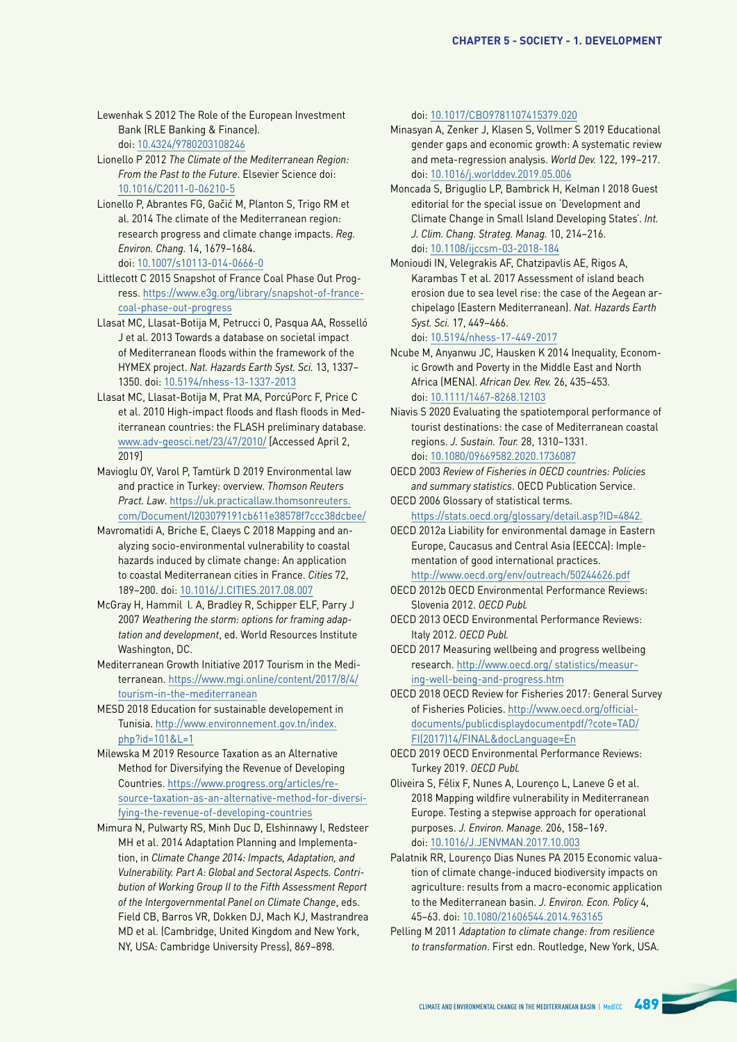Lewenhak S 2012 The Role of the European Investment Bank (RLE Banking & Finance). doi: 10.4324/9780203108246

Lionello P 2012 *The Climate of the Mediterranean Region: From the Past to the Future*. Elsevier Science doi: 10.1016/C2011-0-06210-5

Lionello P, Abrantes FG, Gačić M, Planton S, Trigo RM et al. 2014 The climate of the Mediterranean region: research progress and climate change impacts. *Reg. Environ. Chang.* 14, 1679–1684. doi: 10.1007/s10113-014-0666-0

Littlecott C 2015 Snapshot of France Coal Phase Out Progress. https://www.e3g.org/library/snapshot-of-france-coal-phase-out-progress

Llasat MC, Llasat-Botija M, Petrucci O, Pasqua AA, Rosselló J et al. 2013 Towards a database on societal impact of Mediterranean floods within the framework of the HYMEX project. *Nat. Hazards Earth Syst. Sci.* 13, 1337–1350. doi: 10.5194/nhess-13-1337-2013

Llasat MC, Llasat-Botija M, Prat MA, PorcúPorc F, Price C et al. 2010 High-impact floods and flash floods in Mediterranean countries: the FLASH preliminary database. www.adv-geosci.net/23/47/2010/ [Accessed April 2, 2019]

Mavioglu OY, Varol P, Tamtürk D 2019 Environmental law and practice in Turkey: overview. *Thomson Reuters Pract. Law*. https://uk.practicallaw.thomsonreuters.com/Document/I203079191cb611e38578f7ccc38dcbee/

Mavromatidi A, Briche E, Claeys C 2018 Mapping and analyzing socio-environmental vulnerability to coastal hazards induced by climate change: An application to coastal Mediterranean cities in France. *Cities* 72, 189–200. doi: 10.1016/J.CITIES.2017.08.007

McGray H, Hammill A, Bradley R, Schipper ELF, Parry J 2007 *Weathering the storm: options for framing adaptation and development*, ed. World Resources Institute Washington, DC.

Mediterranean Growth Initiative 2017 Tourism in the Mediterranean. https://www.mgi.online/content/2017/8/4/tourism-in-the-mediterranean

MESD 2018 Education for sustainable developement in Tunisia. http://www.environnement.gov.tn/index.php?id=101&L=1

Milewska M 2019 Resource Taxation as an Alternative Method for Diversifying the Revenue of Developing Countries. https://www.progress.org/articles/resource-taxation-as-an-alternative-method-for-diversifying-the-revenue-of-developing-countries

Mimura N, Pulwarty RS, Minh Duc D, Elshinnawy I, Redsteer MH et al. 2014 Adaptation Planning and Implementation, in *Climate Change 2014: Impacts, Adaptation, and Vulnerability. Part A: Global and Sectoral Aspects. Contribution of Working Group II to the Fifth Assessment Report of the Intergovernmental Panel on Climate Change*, eds. Field CB, Barros VR, Dokken DJ, Mach KJ, Mastrandrea MD et al. (Cambridge, United Kingdom and New York, NY, USA: Cambridge University Press), 869–898. doi: 10.1017/CBO9781107415379.020

Minasyan A, Zenker J, Klasen S, Vollmer S 2019 Educational gender gaps and economic growth: A systematic review and meta-regression analysis. *World Dev.* 122, 199–217. doi: 10.1016/j.worlddev.2019.05.006

Moncada S, Briguglio LP, Bambrick H, Kelman I 2018 Guest editorial for the special issue on 'Development and Climate Change in Small Island Developing States'. *Int. J. Clim. Chang. Strateg. Manag.* 10, 214–216. doi: 10.1108/ijccsm-03-2018-184

Monioudi IN, Velegrakis AF, Chatzipavlis AE, Rigos A, Karambas T et al. 2017 Assessment of island beach erosion due to sea level rise: the case of the Aegean archipelago (Eastern Mediterranean). *Nat. Hazards Earth Syst. Sci.* 17, 449–466. doi: 10.5194/nhess-17-449-2017

Ncube M, Anyanwu JC, Hausken K 2014 Inequality, Economic Growth and Poverty in the Middle East and North Africa (MENA). *African Dev. Rev.* 26, 435–453. doi: 10.1111/1467-8268.12103

Niavis S 2020 Evaluating the spatiotemporal performance of tourist destinations: the case of Mediterranean coastal regions. *J. Sustain. Tour.* 28, 1310–1331. doi: 10.1080/09669582.2020.1736087

OECD 2003 *Review of Fisheries in OECD countries: Policies and summary statistics*. OECD Publication Service.

OECD 2006 Glossary of statistical terms. https://stats.oecd.org/glossary/detail.asp?ID=4842.

OECD 2012a Liability for environmental damage in Eastern Europe, Caucasus and Central Asia (EECCA): Implementation of good international practices. http://www.oecd.org/env/outreach/50244626.pdf

OECD 2012b OECD Environmental Performance Reviews: Slovenia 2012. *OECD Publ.*

OECD 2013 OECD Environmental Performance Reviews: Italy 2012. *OECD Publ.*

OECD 2017 Measuring wellbeing and progress wellbeing research. http://www.oecd.org/ statistics/measuring-well-being-and-progress.htm

OECD 2018 OECD Review for Fisheries 2017: General Survey of Fisheries Policies. http://www.oecd.org/officialdocuments/publicdisplaydocumentpdf/?cote=TAD/FI(2017)14/FINAL&docLanguage=En

OECD 2019 OECD Environmental Performance Reviews: Turkey 2019. *OECD Publ.*

Oliveira S, Félix F, Nunes A, Lourenço L, Laneve G et al. 2018 Mapping wildfire vulnerability in Mediterranean Europe. Testing a stepwise approach for operational purposes. *J. Environ. Manage.* 206, 158–169. doi: 10.1016/J.JENVMAN.2017.10.003

Palatnik RR, Lourenço Dias Nunes PA 2015 Economic valuation of climate change-induced biodiversity impacts on agriculture: results from a macro-economic application to the Mediterranean basin. *J. Environ. Econ. Policy* 4, 45–63. doi: 10.1080/21606544.2014.963165

Pelling M 2011 *Adaptation to climate change: from resilience to transformation*. First edn. Routledge, New York, USA.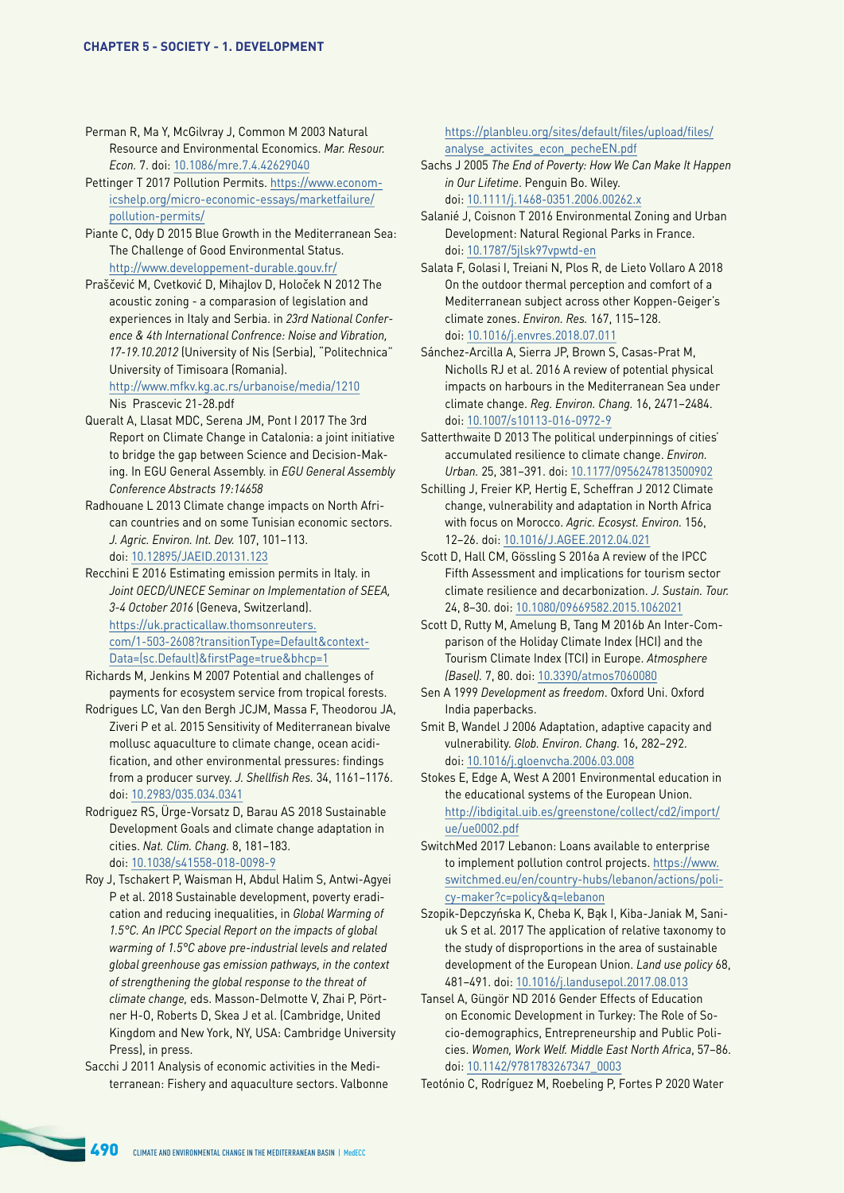Perman R, Ma Y, McGilvray J, Common M 2003 Natural Resource and Environmental Economics. *Mar. Resour. Econ.* 7. doi: 10.1086/mre.7.4.42629040

Pettinger T 2017 Pollution Permits. https://www.economicshelp.org/micro-economic-essays/marketfailure/pollution-permits/

Piante C, Ody D 2015 Blue Growth in the Mediterranean Sea: The Challenge of Good Environmental Status. http://www.developpement-durable.gouv.fr/

Praščević M, Cvetković D, Mihajlov D, Holoček N 2012 The acoustic zoning - a comparasion of legislation and experiences in Italy and Serbia. in *23rd National Conference & 4th International Confrence: Noise and Vibration, 17-19.10.2012* (University of Nis (Serbia), "Politechnica" University of Timisoara (Romania). http://www.mfkv.kg.ac.rs/urbanoise/media/1210 Nis Prascevic 21-28.pdf

Queralt A, Llasat MDC, Serena JM, Pont I 2017 The 3rd Report on Climate Change in Catalonia: a joint initiative to bridge the gap between Science and Decision-Making. In EGU General Assembly. in *EGU General Assembly Conference Abstracts 19:14658*

Radhouane L 2013 Climate change impacts on North African countries and on some Tunisian economic sectors. *J. Agric. Environ. Int. Dev.* 107, 101–113. doi: 10.12895/JAEID.20131.123

Recchini E 2016 Estimating emission permits in Italy. in *Joint OECD/UNECE Seminar on Implementation of SEEA, 3-4 October 2016* (Geneva, Switzerland). https://uk.practicallaw.thomsonreuters.com/1-503-2608?transitionType=Default&contextData=(sc.Default)&firstPage=true&bhcp=1

Richards M, Jenkins M 2007 Potential and challenges of payments for ecosystem service from tropical forests.

Rodrigues LC, Van den Bergh JCJM, Massa F, Theodorou JA, Ziveri P et al. 2015 Sensitivity of Mediterranean bivalve mollusc aquaculture to climate change, ocean acidification, and other environmental pressures: findings from a producer survey. *J. Shellfish Res.* 34, 1161–1176. doi: 10.2983/035.034.0341

Rodriguez RS, Ürge-Vorsatz D, Barau AS 2018 Sustainable Development Goals and climate change adaptation in cities. *Nat. Clim. Chang.* 8, 181–183. doi: 10.1038/s41558-018-0098-9

Roy J, Tschakert P, Waisman H, Abdul Halim S, Antwi-Agyei P et al. 2018 Sustainable development, poverty eradication and reducing inequalities, in *Global Warming of 1.5°C. An IPCC Special Report on the impacts of global warming of 1.5°C above pre-industrial levels and related global greenhouse gas emission pathways, in the context of strengthening the global response to the threat of climate change,* eds. Masson-Delmotte V, Zhai P, Pörtner H-O, Roberts D, Skea J et al. (Cambridge, United Kingdom and New York, NY, USA: Cambridge University Press), in press.

Sacchi J 2011 Analysis of economic activities in the Mediterranean: Fishery and aquaculture sectors. Valbonne https://planbleu.org/sites/default/files/upload/files/analyse_activites_econ_pecheEN.pdf

Sachs J 2005 *The End of Poverty: How We Can Make It Happen in Our Lifetime*. Penguin Bo. Wiley. doi: 10.1111/j.1468-0351.2006.00262.x

Salanié J, Coisnon T 2016 Environmental Zoning and Urban Development: Natural Regional Parks in France. doi: 10.1787/5jlsk97vpwtd-en

Salata F, Golasi I, Treiani N, Plos R, de Lieto Vollaro A 2018 On the outdoor thermal perception and comfort of a Mediterranean subject across other Koppen-Geiger's climate zones. *Environ. Res.* 167, 115–128. doi: 10.1016/j.envres.2018.07.011

Sánchez-Arcilla A, Sierra JP, Brown S, Casas-Prat M, Nicholls RJ et al. 2016 A review of potential physical impacts on harbours in the Mediterranean Sea under climate change. *Reg. Environ. Chang.* 16, 2471–2484. doi: 10.1007/s10113-016-0972-9

Satterthwaite D 2013 The political underpinnings of cities' accumulated resilience to climate change. *Environ. Urban.* 25, 381–391. doi: 10.1177/0956247813500902

Schilling J, Freier KP, Hertig E, Scheffran J 2012 Climate change, vulnerability and adaptation in North Africa with focus on Morocco. *Agric. Ecosyst. Environ.* 156, 12–26. doi: 10.1016/J.AGEE.2012.04.021

Scott D, Hall CM, Gössling S 2016a A review of the IPCC Fifth Assessment and implications for tourism sector climate resilience and decarbonization. *J. Sustain. Tour.* 24, 8–30. doi: 10.1080/09669582.2015.1062021

Scott D, Rutty M, Amelung B, Tang M 2016b An Inter-Comparison of the Holiday Climate Index (HCI) and the Tourism Climate Index (TCI) in Europe. *Atmosphere (Basel).* 7, 80. doi: 10.3390/atmos7060080

Sen A 1999 *Development as freedom*. Oxford Uni. Oxford India paperbacks.

Smit B, Wandel J 2006 Adaptation, adaptive capacity and vulnerability. *Glob. Environ. Chang.* 16, 282–292. doi: 10.1016/j.gloenvcha.2006.03.008

Stokes E, Edge A, West A 2001 Environmental education in the educational systems of the European Union. http://ibdigital.uib.es/greenstone/collect/cd2/import/ue/ue0002.pdf

SwitchMed 2017 Lebanon: Loans available to enterprise to implement pollution control projects. https://www.switchmed.eu/en/country-hubs/lebanon/actions/policy-maker?c=policy&q=lebanon

Szopik-Depczyńska K, Cheba K, Bąk I, Kiba-Janiak M, Saniuk S et al. 2017 The application of relative taxonomy to the study of disproportions in the area of sustainable development of the European Union. *Land use policy* 68, 481–491. doi: 10.1016/j.landusepol.2017.08.013

Tansel A, Güngör ND 2016 Gender Effects of Education on Economic Development in Turkey: The Role of Socio-demographics, Entrepreneurship and Public Policies. *Women, Work Welf. Middle East North Africa*, 57–86. doi: 10.1142/9781783267347_0003

Teotónio C, Rodríguez M, Roebeling P, Fortes P 2020 Water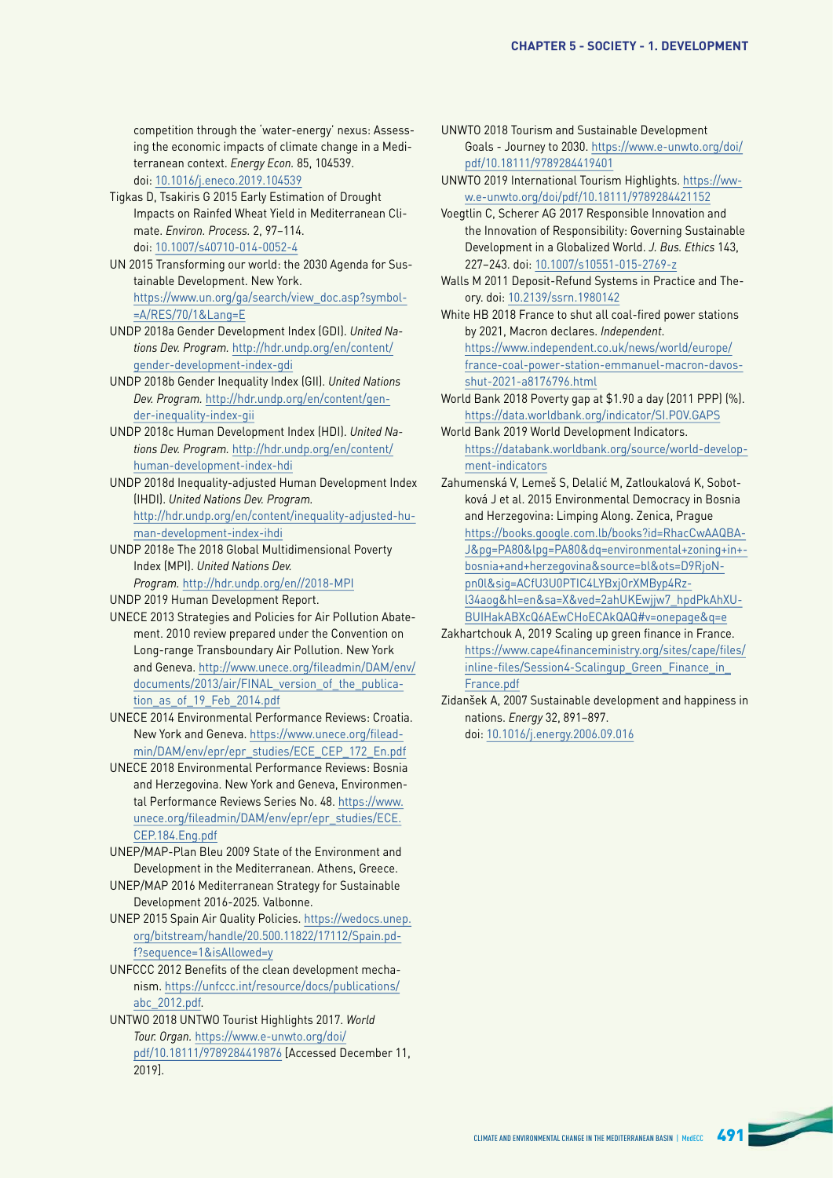competition through the 'water-energy' nexus: Assessing the economic impacts of climate change in a Mediterranean context. *Energy Econ.* 85, 104539. doi: 10.1016/j.eneco.2019.104539

Tigkas D, Tsakiris G 2015 Early Estimation of Drought Impacts on Rainfed Wheat Yield in Mediterranean Climate. *Environ. Process.* 2, 97–114. doi: 10.1007/s40710-014-0052-4

UN 2015 Transforming our world: the 2030 Agenda for Sustainable Development. New York. https://www.un.org/ga/search/view_doc.asp?symbol=A/RES/70/1&Lang=E

UNDP 2018a Gender Development Index (GDI). *United Nations Dev. Program.* http://hdr.undp.org/en/content/gender-development-index-gdi

UNDP 2018b Gender Inequality Index (GII). *United Nations Dev. Program.* http://hdr.undp.org/en/content/gender-inequality-index-gii

UNDP 2018c Human Development Index (HDI). *United Nations Dev. Program.* http://hdr.undp.org/en/content/human-development-index-hdi

UNDP 2018d Inequality-adjusted Human Development Index (IHDI). *United Nations Dev. Program.* http://hdr.undp.org/en/content/inequality-adjusted-human-development-index-ihdi

UNDP 2018e The 2018 Global Multidimensional Poverty Index (MPI). *United Nations Dev. Program.* http://hdr.undp.org/en//2018-MPI

UNDP 2019 Human Development Report.

UNECE 2013 Strategies and Policies for Air Pollution Abatement. 2010 review prepared under the Convention on Long-range Transboundary Air Pollution. New York and Geneva. http://www.unece.org/fileadmin/DAM/env/documents/2013/air/FINAL_version_of_the_publication_as_of_19_Feb_2014.pdf

UNECE 2014 Environmental Performance Reviews: Croatia. New York and Geneva. https://www.unece.org/fileadmin/DAM/env/epr/epr_studies/ECE_CEP_172_En.pdf

UNECE 2018 Environmental Performance Reviews: Bosnia and Herzegovina. New York and Geneva, Environmental Performance Reviews Series No. 48. https://www.unece.org/fileadmin/DAM/env/epr/epr_studies/ECE.CEP.184.Eng.pdf

UNEP/MAP-Plan Bleu 2009 State of the Environment and Development in the Mediterranean. Athens, Greece.

UNEP/MAP 2016 Mediterranean Strategy for Sustainable Development 2016-2025. Valbonne.

UNEP 2015 Spain Air Quality Policies. https://wedocs.unep.org/bitstream/handle/20.500.11822/17112/Spain.pdf?sequence=1&isAllowed=y

UNFCCC 2012 Benefits of the clean development mechanism. https://unfccc.int/resource/docs/publications/abc_2012.pdf.

UNTWO 2018 UNTWO Tourist Highlights 2017. *World Tour. Organ.* https://www.e-unwto.org/doi/pdf/10.18111/9789284419876 [Accessed December 11, 2019].

UNWTO 2018 Tourism and Sustainable Development Goals - Journey to 2030. https://www.e-unwto.org/doi/pdf/10.18111/9789284419401

UNWTO 2019 International Tourism Highlights. https://www.e-unwto.org/doi/pdf/10.18111/9789284421152

Voegtlin C, Scherer AG 2017 Responsible Innovation and the Innovation of Responsibility: Governing Sustainable Development in a Globalized World. *J. Bus. Ethics* 143, 227–243. doi: 10.1007/s10551-015-2769-z

Walls M 2011 Deposit-Refund Systems in Practice and Theory. doi: 10.2139/ssrn.1980142

White HB 2018 France to shut all coal-fired power stations by 2021, Macron declares. *Independent.* https://www.independent.co.uk/news/world/europe/france-coal-power-station-emmanuel-macron-davos-shut-2021-a8176796.html

World Bank 2018 Poverty gap at $1.90 a day (2011 PPP) (%). https://data.worldbank.org/indicator/SI.POV.GAPS

World Bank 2019 World Development Indicators. https://databank.worldbank.org/source/world-development-indicators

Zahumenská V, Lemeš S, Delalić M, Zatloukalová K, Sobotková J et al. 2015 Environmental Democracy in Bosnia and Herzegovina: Limping Along. Zenica, Prague https://books.google.com.lb/books?id=RhacCwAAQBAJ&pg=PA80&lpg=PA80&dq=environmental+zoning+in+bosnia+and+herzegovina&source=bl&ots=D9RjoNpn0l&sig=ACfU3U0PTIC4LYBxjOrXMByp4Rzl34aog&hl=en&sa=X&ved=2ahUKEwjjw7_hpdPkAhXUBUIHakABXcQ6AEwCHoECAkQAQ#v=onepage&q=e

Zakhartchouk A, 2019 Scaling up green finance in France. https://www.cape4financeministry.org/sites/cape/files/inline-files/Session4-Scalingup_Green_Finance_in_France.pdf

Zidanšek A, 2007 Sustainable development and happiness in nations. *Energy* 32, 891–897. doi: 10.1016/j.energy.2006.09.016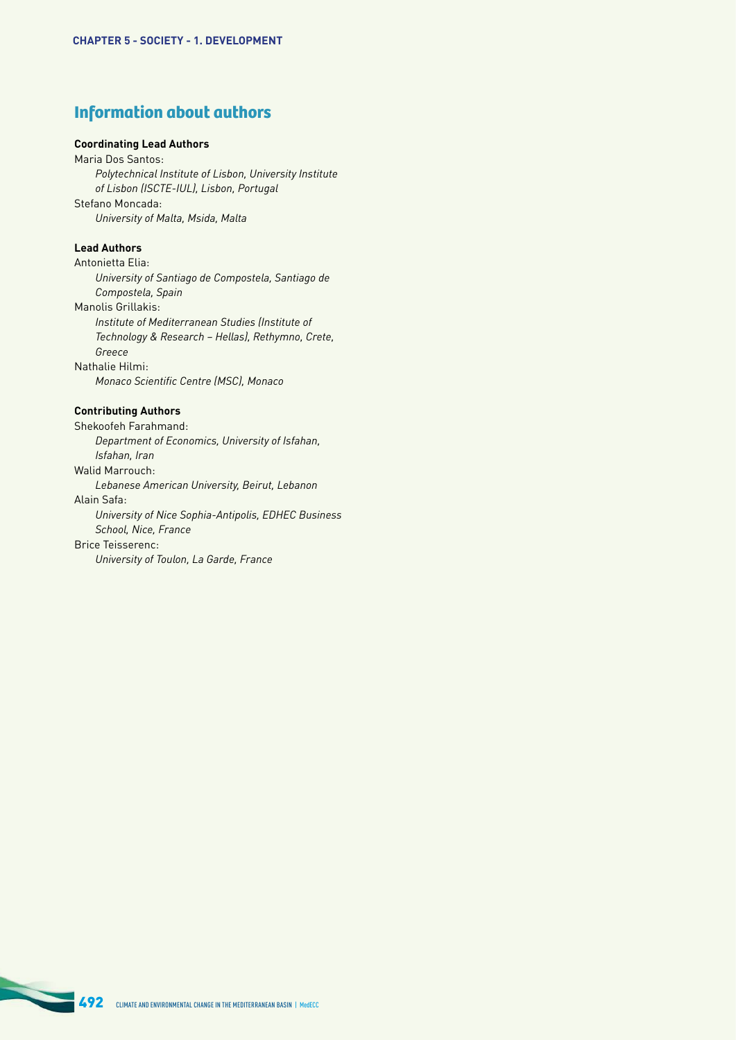## Information about authors

**Coordinating Lead Authors**

Maria Dos Santos:
*Polytechnical Institute of Lisbon, University Institute of Lisbon (ISCTE-IUL), Lisbon, Portugal*

Stefano Moncada:
*University of Malta, Msida, Malta*

**Lead Authors**

Antonietta Elia:
*University of Santiago de Compostela, Santiago de Compostela, Spain*

Manolis Grillakis:
*Institute of Mediterranean Studies (Institute of Technology & Research – Hellas), Rethymno, Crete, Greece*

Nathalie Hilmi:
*Monaco Scientific Centre (MSC), Monaco*

**Contributing Authors**

Shekoofeh Farahmand:
*Department of Economics, University of Isfahan, Isfahan, Iran*

Walid Marrouch:
*Lebanese American University, Beirut, Lebanon*

Alain Safa:
*University of Nice Sophia-Antipolis, EDHEC Business School, Nice, France*

Brice Teisserenc:
*University of Toulon, La Garde, France*